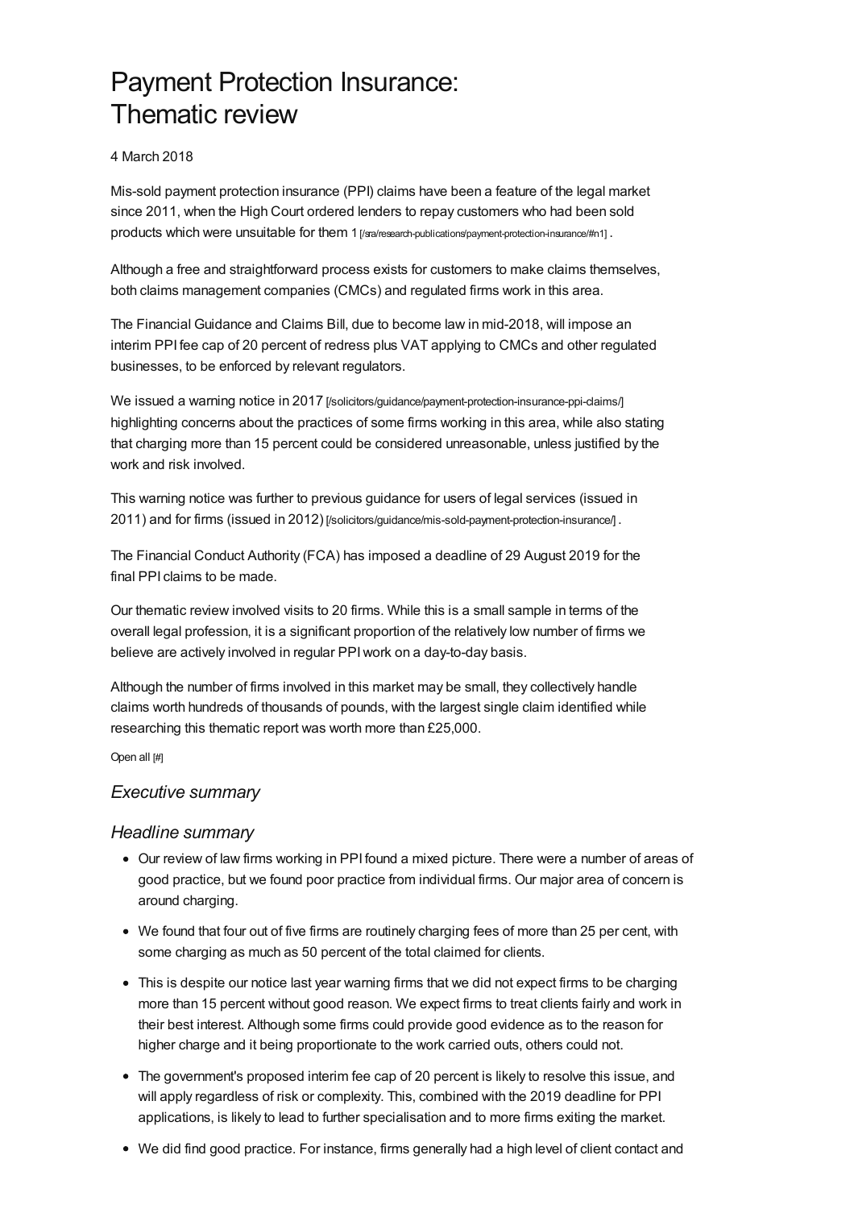# Payment Protection Insurance: Thematic review

4 March 2018

Mis-sold payment protection insurance (PPI) claims have been a feature of the legal market since 2011, when the High Court ordered lenders to repay customers who had been sold products which were unsuitable for them 1 [/sra/research-publications/payment-protection-insurance/#n1] .

Although a free and straightforward process exists for customers to make claims themselves, both claims management companies (CMCs) and regulated firms work in this area.

The Financial Guidance and Claims Bill, due to become law in mid-2018, will impose an interim PPI fee cap of 20 percent of redress plus VAT applying to CMCs and other regulated businesses, to be enforced by relevant regulators.

We issued a warning notice in 2017 [/solicitors/guidance/payment-protection-insurance-ppi-claims/] highlighting concerns about the practices of some firms working in this area, while also stating that charging more than 15 percent could be considered unreasonable, unless justified by the work and risk involved.

This warning notice was further to previous guidance for users of legal services (issued in 2011) and for firms (issued in 2012) [/solicitors/guidance/mis-sold-payment-protection-insurance/] .

The Financial Conduct Authority (FCA) has imposed a deadline of 29 August 2019 for the final PPI claims to be made.

Our thematic review involved visits to 20 firms. While this is a small sample in terms of the overall legal profession, it is a significant proportion of the relatively low number of firms we believe are actively involved in regular PPI work on a day-to-day basis.

Although the number of firms involved in this market may be small, they collectively handle claims worth hundreds of thousands of pounds, with the largest single claim identified while researching this thematic report was worth more than £25,000.

Open all [#]

## *Executive summary*

## *Headline summary*

- Our review of law firms working in PPI found a mixed picture. There were a number of areas of good practice, but we found poor practice from individual firms. Our major area of concern is around charging.
- We found that four out of five firms are routinely charging fees of more than 25 per cent, with some charging as much as 50 percent of the total claimed for clients.
- This is despite our notice last year warning firms that we did not expect firms to be charging more than 15 percent without good reason. We expect firms to treat clients fairly and work in their best interest. Although some firms could provide good evidence as to the reason for higher charge and it being proportionate to the work carried outs, others could not.
- The government's proposed interim fee cap of 20 percent is likely to resolve this issue, and will apply regardless of risk or complexity. This, combined with the 2019 deadline for PPI applications, is likely to lead to further specialisation and to more firms exiting the market.
- We did find good practice. For instance, firms generally had a high level of client contact and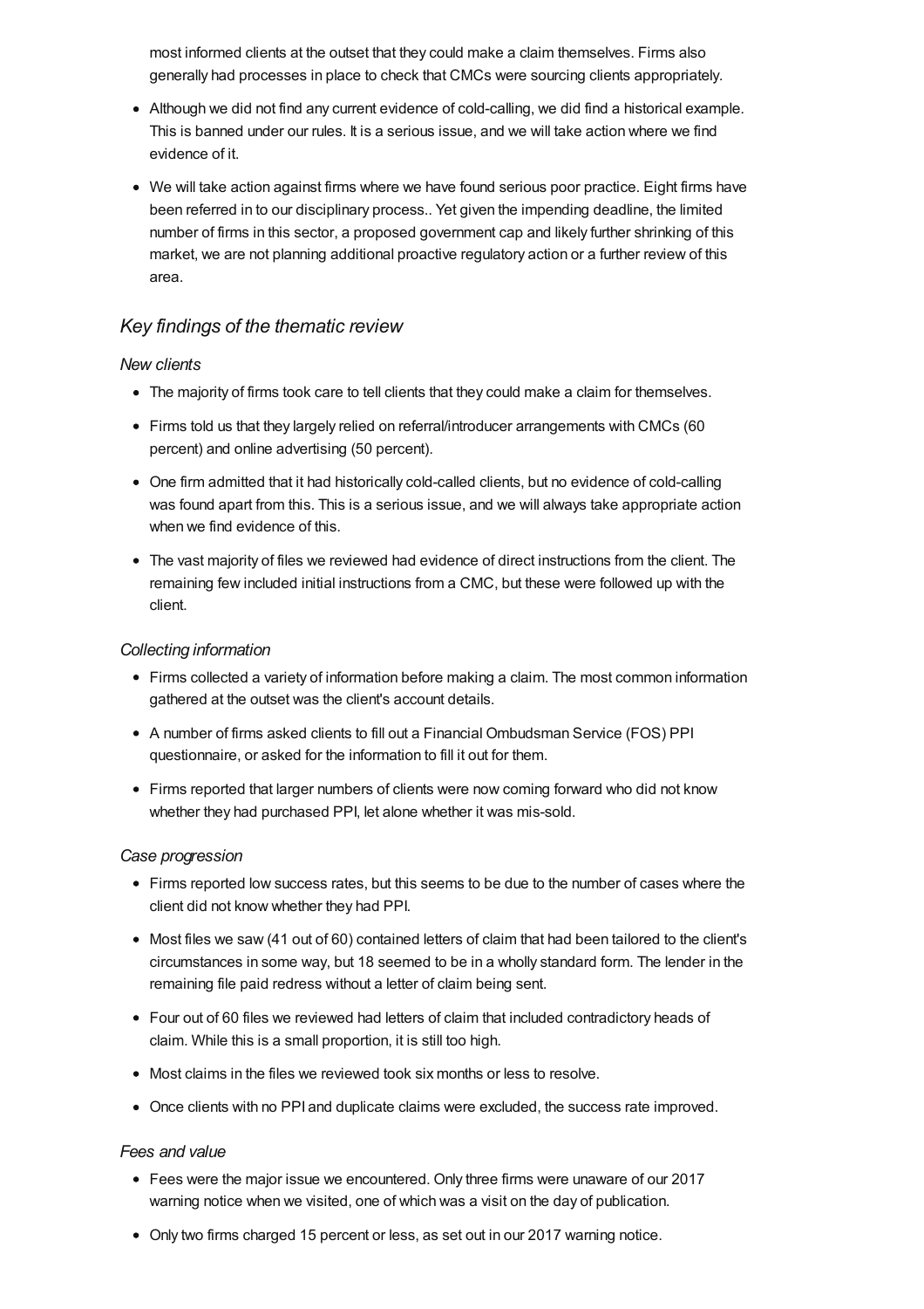most informed clients at the outset that they could make a claim themselves. Firms also generally had processes in place to check that CMCs were sourcing clients appropriately.

- Although we did not find any current evidence of cold-calling, we did find a historical example. This is banned under our rules. It is a serious issue, and we will take action where we find evidence of it.
- We will take action against firms where we have found serious poor practice. Eight firms have been referred in to our disciplinary process.. Yet given the impending deadline, the limited number of firms in this sector, a proposed government cap and likely further shrinking of this market, we are not planning additional proactive regulatory action or a further review of this area.

## *Key findings of the thematic review*

### *New clients*

- The majority of firms took care to tell clients that they could make a claim for themselves.
- Firms told us that they largely relied on referral/introducer arrangements with CMCs (60 percent) and online advertising (50 percent).
- One firm admitted that it had historically cold-called clients, but no evidence of cold-calling was found apart from this. This is a serious issue, and we will always take appropriate action when we find evidence of this.
- The vast majority of files we reviewed had evidence of direct instructions from the client. The remaining few included initial instructions from a CMC, but these were followed up with the client.

### *Collecting information*

- Firms collected a variety of information before making a claim. The most common information gathered at the outset was the client's account details.
- A number of firms asked clients to fill out a Financial Ombudsman Service (FOS) PPI questionnaire, or asked for the information to fill it out for them.
- Firms reported that larger numbers of clients were now coming forward who did not know whether they had purchased PPI, let alone whether it was mis-sold.

### *Case progression*

- Firms reported low success rates, but this seems to be due to the number of cases where the client did not know whether they had PPI.
- Most files we saw (41 out of 60) contained letters of claim that had been tailored to the client's circumstances in some way, but 18 seemed to be in a wholly standard form. The lender in the remaining file paid redress without a letter of claim being sent.
- Four out of 60 files we reviewed had letters of claim that included contradictory heads of claim. While this is a small proportion, it is still too high.
- Most claims in the files we reviewed took six months or less to resolve.
- Once clients with no PPI and duplicate claims were excluded, the success rate improved.

### *Fees and value*

- Fees were the major issue we encountered. Only three firms were unaware of our 2017 warning notice when we visited, one of which was a visit on the day of publication.
- Only two firms charged 15 percent or less, as set out in our 2017 warning notice.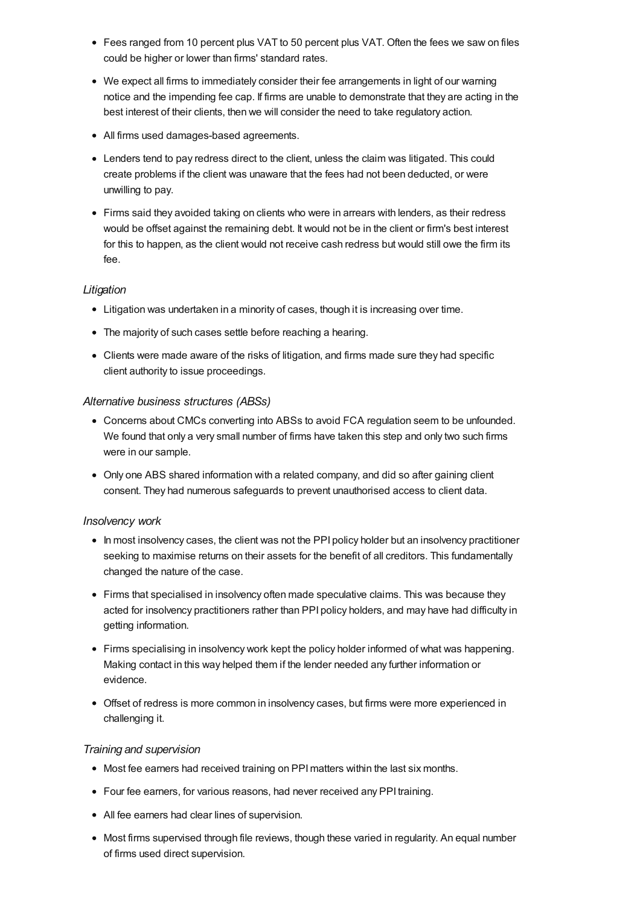- Fees ranged from 10 percent plus VAT to 50 percent plus VAT. Often the fees we saw on files could be higher or lower than firms' standard rates.
- We expect all firms to immediately consider their fee arrangements in light of our warning notice and the impending fee cap. If firms are unable to demonstrate that they are acting in the best interest of their clients, then we will consider the need to take regulatory action.
- All firms used damages-based agreements.
- Lenders tend to pay redress direct to the client, unless the claim was litigated. This could create problems if the client was unaware that the fees had not been deducted, or were unwilling to pay.
- Firms said they avoided taking on clients who were in arrears with lenders, as their redress would be offset against the remaining debt. It would not be in the client or firm's best interest for this to happen, as the client would not receive cash redress but would still owe the firm its fee.

*Litigation*

- Litigation was undertaken in a minority of cases, though it is increasing over time.
- The majority of such cases settle before reaching a hearing.
- Clients were made aware of the risks of litigation, and firms made sure they had specific client authority to issue proceedings.

*Alternative business structures (ABSs)*

- Concerns about CMCs converting into ABSs to avoid FCA regulation seem to be unfounded. We found that only a very small number of firms have taken this step and only two such firms were in our sample.
- Only one ABS shared information with a related company, and did so after gaining client consent. They had numerous safeguards to prevent unauthorised access to client data.

*Insolvency work*

- In most insolvency cases, the client was not the PPI policy holder but an insolvency practitioner seeking to maximise returns on their assets for the benefit of all creditors. This fundamentally changed the nature of the case.
- Firms that specialised in insolvency often made speculative claims. This was because they acted for insolvency practitioners rather than PPI policy holders, and may have had difficulty in getting information.
- Firms specialising in insolvency work kept the policy holder informed of what was happening. Making contact in this way helped them if the lender needed any further information or evidence.
- Offset of redress is more common in insolvency cases, but firms were more experienced in challenging it.

*Training and supervision*

- Most fee earners had received training on PPI matters within the last six months.
- Four fee earners, for various reasons, had never received any PPI training.
- All fee earners had clear lines of supervision.
- Most firms supervised through file reviews, though these varied in regularity. An equal number of firms used direct supervision.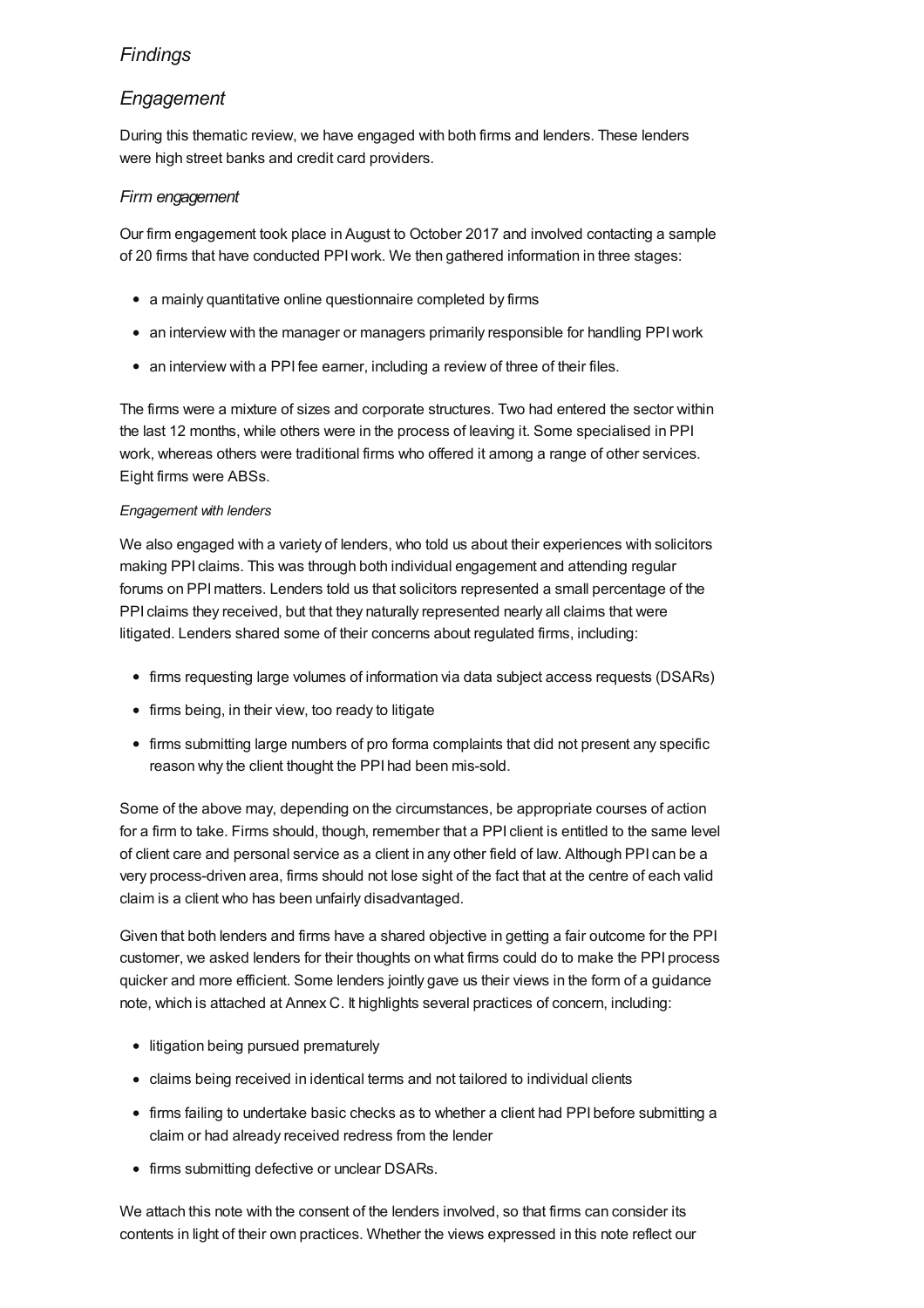## *Findings*

## *Engagement*

During this thematic review, we have engaged with both firms and lenders. These lenders were high street banks and credit card providers.

### *Firm engagement*

Our firm engagement took place in August to October 2017 and involved contacting a sample of 20 firms that have conducted PPI work. We then gathered information in three stages:

- a mainly quantitative online questionnaire completed by firms
- an interview with the manager or managers primarily responsible for handling PPI work
- an interview with a PPI fee earner, including a review of three of their files.

The firms were a mixture of sizes and corporate structures. Two had entered the sector within the last 12 months, while others were in the process of leaving it. Some specialised in PPI work, whereas others were traditional firms who offered it among a range of other services. Eight firms were ABSs.

#### *Engagement with lenders*

We also engaged with a variety of lenders, who told us about their experiences with solicitors making PPI claims. This was through both individual engagement and attending regular forums on PPI matters. Lenders told us that solicitors represented a small percentage of the PPI claims they received, but that they naturally represented nearly all claims that were litigated. Lenders shared some of their concerns about regulated firms, including:

- firms requesting large volumes of information via data subject access requests (DSARs)
- firms being, in their view, too ready to litigate
- firms submitting large numbers of pro forma complaints that did not present any specific reason why the client thought the PPI had been mis-sold.

Some of the above may, depending on the circumstances, be appropriate courses of action for a firm to take. Firms should, though, remember that a PPI client is entitled to the same level of client care and personal service as a client in any other field of law. Although PPI can be a very process-driven area, firms should not lose sight of the fact that at the centre of each valid claim is a client who has been unfairly disadvantaged.

Given that both lenders and firms have a shared objective in getting a fair outcome for the PPI customer, we asked lenders for their thoughts on what firms could do to make the PPI process quicker and more efficient. Some lenders jointly gave us their views in the form of a guidance note, which is attached at Annex C. It highlights several practices of concern, including:

- litigation being pursued prematurely
- claims being received in identical terms and not tailored to individual clients
- firms failing to undertake basic checks as to whether a client had PPI before submitting a claim or had already received redress from the lender
- firms submitting defective or unclear DSARs.

We attach this note with the consent of the lenders involved, so that firms can consider its contents in light of their own practices. Whether the views expressed in this note reflect our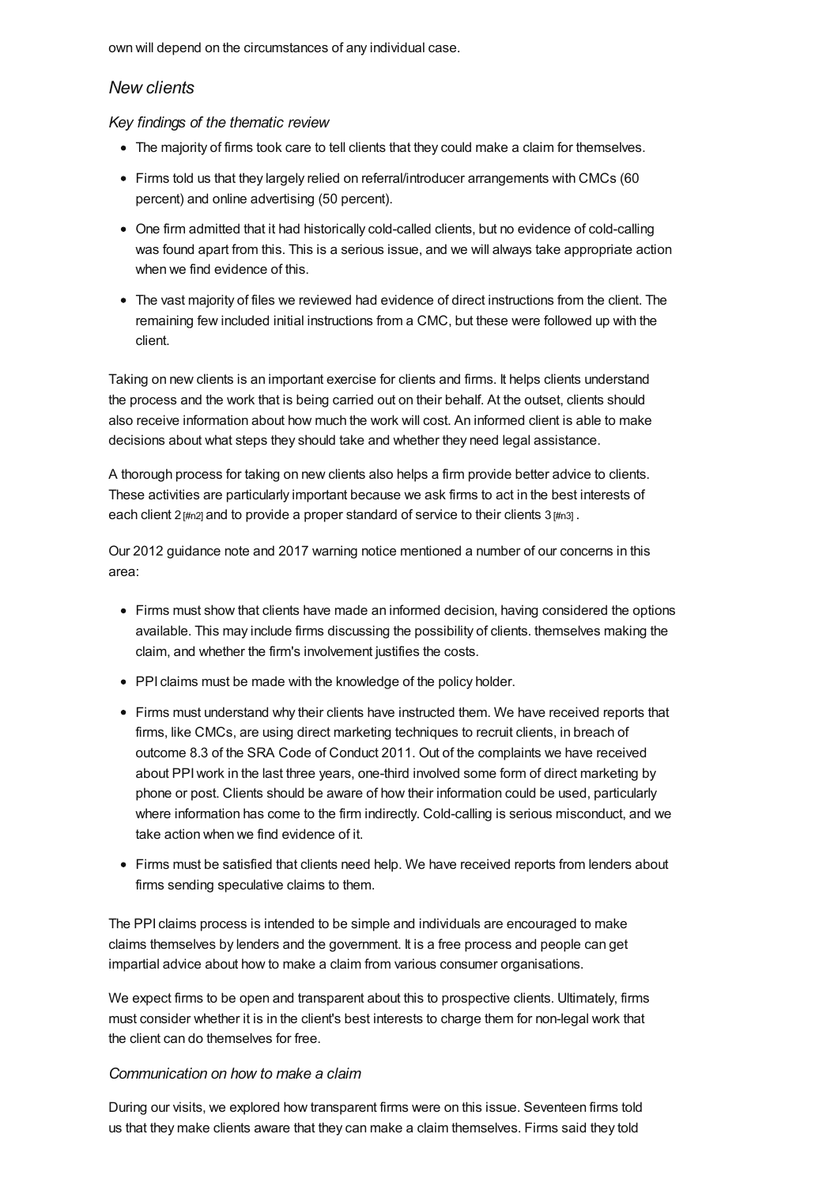own will depend on the circumstances of any individual case.

## *New clients*

### *Key findings of the thematic review*

- The majority of firms took care to tell clients that they could make a claim for themselves.
- Firms told us that they largely relied on referral/introducer arrangements with CMCs (60 percent) and online advertising (50 percent).
- One firm admitted that it had historically cold-called clients, but no evidence of cold-calling was found apart from this. This is a serious issue, and we will always take appropriate action when we find evidence of this.
- The vast majority of files we reviewed had evidence of direct instructions from the client. The remaining few included initial instructions from a CMC, but these were followed up with the client.

Taking on new clients is an important exercise for clients and firms. It helps clients understand the process and the work that is being carried out on their behalf. At the outset, clients should also receive information about how much the work will cost. An informed client is able to make decisions about what steps they should take and whether they need legal assistance.

A thorough process for taking on new clients also helps a firm provide better advice to clients. These activities are particularly important because we ask firms to act in the best interests of each client 2 [#n2] and to provide a proper standard of service to their clients 3 [#n3] .

Our 2012 guidance note and 2017 warning notice mentioned a number of our concerns in this area:

- Firms must show that clients have made an informed decision, having considered the options available. This may include firms discussing the possibility of clients. themselves making the claim, and whether the firm's involvement justifies the costs.
- PPI claims must be made with the knowledge of the policy holder.
- Firms must understand why their clients have instructed them. We have received reports that firms, like CMCs, are using direct marketing techniques to recruit clients, in breach of outcome 8.3 of the SRA Code of Conduct 2011. Out of the complaints we have received about PPI work in the last three years, one-third involved some form of direct marketing by phone or post. Clients should be aware of how their information could be used, particularly where information has come to the firm indirectly. Cold-calling is serious misconduct, and we take action when we find evidence of it.
- Firms must be satisfied that clients need help. We have received reports from lenders about firms sending speculative claims to them.

The PPI claims process is intended to be simple and individuals are encouraged to make claims themselves by lenders and the government. It is a free process and people can get impartial advice about how to make a claim from various consumer organisations.

We expect firms to be open and transparent about this to prospective clients. Ultimately, firms must consider whether it is in the client's best interests to charge them for non-legal work that the client can do themselves for free.

### *Communication on how to make a claim*

During our visits, we explored how transparent firms were on this issue. Seventeen firms told us that they make clients aware that they can make a claim themselves. Firms said they told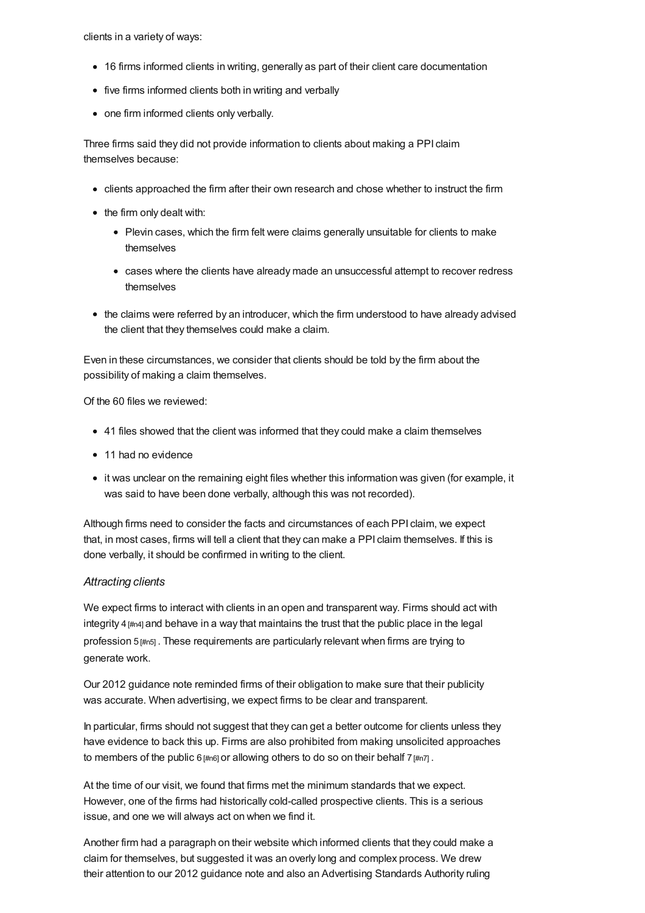clients in a variety of ways:

- 16 firms informed clients in writing, generally as part of their client care documentation
- five firms informed clients both in writing and verbally
- one firm informed clients only verbally.

Three firms said they did not provide information to clients about making a PPI claim themselves because:

- clients approached the firm after their own research and chose whether to instruct the firm
- the firm only dealt with:
  - Plevin cases, which the firm felt were claims generally unsuitable for clients to make themselves
  - cases where the clients have already made an unsuccessful attempt to recover redress themselves
- the claims were referred by an introducer, which the firm understood to have already advised the client that they themselves could make a claim.

Even in these circumstances, we consider that clients should be told by the firm about the possibility of making a claim themselves.

Of the 60 files we reviewed:

- 41 files showed that the client was informed that they could make a claim themselves
- 11 had no evidence
- it was unclear on the remaining eight files whether this information was given (for example, it was said to have been done verbally, although this was not recorded).

Although firms need to consider the facts and circumstances of each PPI claim, we expect that, in most cases, firms will tell a client that they can make a PPI claim themselves. If this is done verbally, it should be confirmed in writing to the client.

### *Attracting clients*

We expect firms to interact with clients in an open and transparent way. Firms should act with integrity 4 [#n4] and behave in a way that maintains the trust that the public place in the legal profession 5 [#n5] . These requirements are particularly relevant when firms are trying to generate work.

Our 2012 guidance note reminded firms of their obligation to make sure that their publicity was accurate. When advertising, we expect firms to be clear and transparent.

In particular, firms should not suggest that they can get a better outcome for clients unless they have evidence to back this up. Firms are also prohibited from making unsolicited approaches to members of the public 6 [#n6] or allowing others to do so on their behalf 7 [#n7] .

At the time of our visit, we found that firms met the minimum standards that we expect. However, one of the firms had historically cold-called prospective clients. This is a serious issue, and one we will always act on when we find it.

Another firm had a paragraph on their website which informed clients that they could make a claim for themselves, but suggested it was an overly long and complex process. We drew their attention to our 2012 guidance note and also an Advertising Standards Authority ruling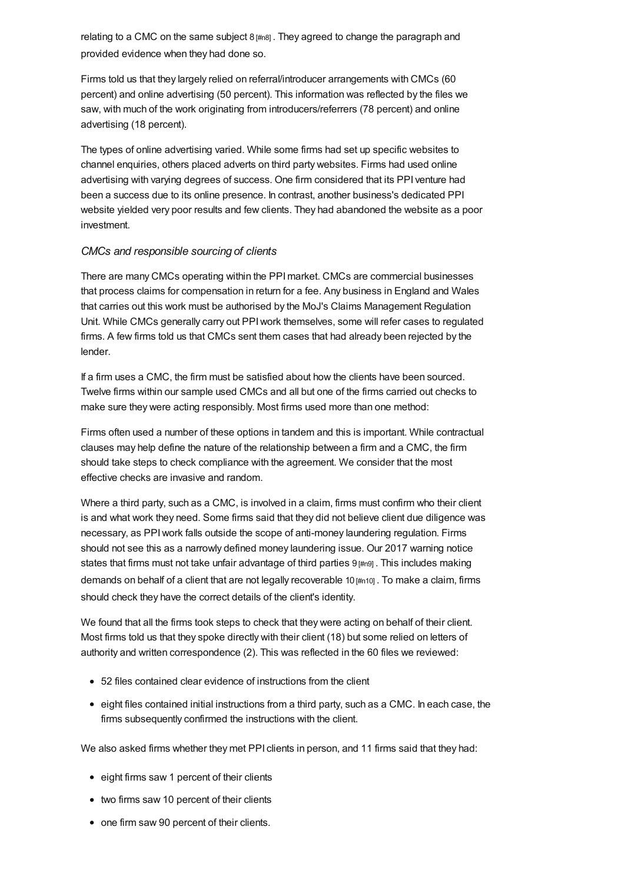relating to a CMC on the same subject 8 [#n8] . They agreed to change the paragraph and provided evidence when they had done so.

Firms told us that they largely relied on referral/introducer arrangements with CMCs (60 percent) and online advertising (50 percent). This information was reflected by the files we saw, with much of the work originating from introducers/referrers (78 percent) and online advertising (18 percent).

The types of online advertising varied. While some firms had set up specific websites to channel enquiries, others placed adverts on third party websites. Firms had used online advertising with varying degrees of success. One firm considered that its PPI venture had been a success due to its online presence. In contrast, another business's dedicated PPI website yielded very poor results and few clients. They had abandoned the website as a poor investment.

### *CMCs and responsible sourcing of clients*

There are many CMCs operating within the PPI market. CMCs are commercial businesses that process claims for compensation in return for a fee. Any business in England and Wales that carries out this work must be authorised by the MoJ's Claims Management Regulation Unit. While CMCs generally carry out PPI work themselves, some will refer cases to regulated firms. A few firms told us that CMCs sent them cases that had already been rejected by the lender.

If a firm uses a CMC, the firm must be satisfied about how the clients have been sourced. Twelve firms within our sample used CMCs and all but one of the firms carried out checks to make sure they were acting responsibly. Most firms used more than one method:

Firms often used a number of these options in tandem and this is important. While contractual clauses may help define the nature of the relationship between a firm and a CMC, the firm should take steps to check compliance with the agreement. We consider that the most effective checks are invasive and random.

Where a third party, such as a CMC, is involved in a claim, firms must confirm who their client is and what work they need. Some firms said that they did not believe client due diligence was necessary, as PPI work falls outside the scope of anti-money laundering regulation. Firms should not see this as a narrowly defined money laundering issue. Our 2017 warning notice states that firms must not take unfair advantage of third parties 9 [#n9] . This includes making demands on behalf of a client that are not legally recoverable 10 [#n10] . To make a claim, firms should check they have the correct details of the client's identity.

We found that all the firms took steps to check that they were acting on behalf of their client. Most firms told us that they spoke directly with their client (18) but some relied on letters of authority and written correspondence (2). This was reflected in the 60 files we reviewed:

- 52 files contained clear evidence of instructions from the client
- eight files contained initial instructions from a third party, such as a CMC. In each case, the firms subsequently confirmed the instructions with the client.

We also asked firms whether they met PPI clients in person, and 11 firms said that they had:

- eight firms saw 1 percent of their clients
- two firms saw 10 percent of their clients
- one firm saw 90 percent of their clients.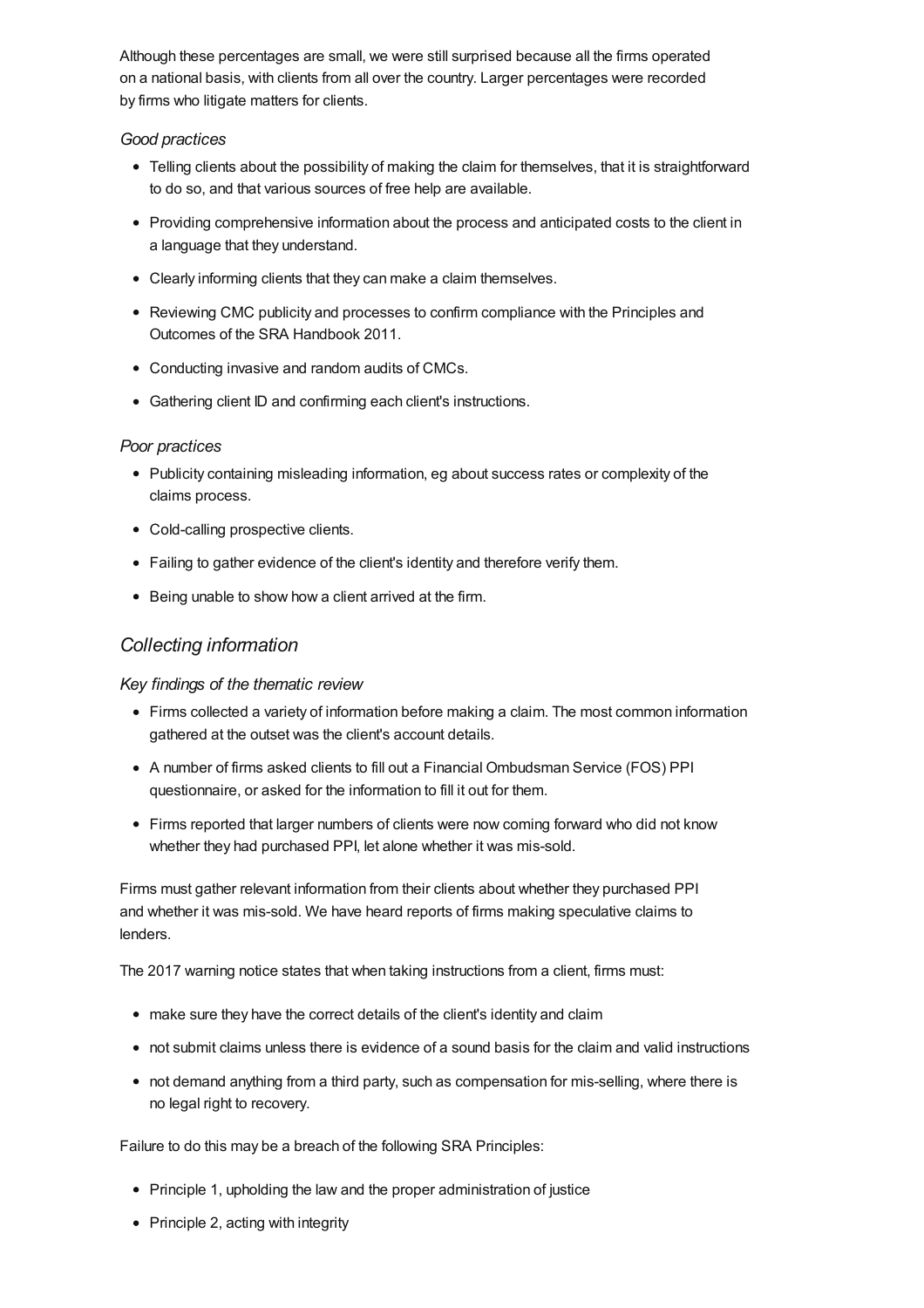Although these percentages are small, we were still surprised because all the firms operated on a national basis, with clients from all over the country. Larger percentages were recorded by firms who litigate matters for clients.

### *Good practices*

- Telling clients about the possibility of making the claim for themselves, that it is straightforward to do so, and that various sources of free help are available.
- Providing comprehensive information about the process and anticipated costs to the client in a language that they understand.
- Clearly informing clients that they can make a claim themselves.
- Reviewing CMC publicity and processes to confirm compliance with the Principles and Outcomes of the SRA Handbook 2011.
- Conducting invasive and random audits of CMCs.
- Gathering client ID and confirming each client's instructions.

### *Poor practices*

- Publicity containing misleading information, eg about success rates or complexity of the claims process.
- Cold-calling prospective clients.
- Failing to gather evidence of the client's identity and therefore verify them.
- Being unable to show how a client arrived at the firm.

## *Collecting information*

### *Key findings of the thematic review*

- Firms collected a variety of information before making a claim. The most common information gathered at the outset was the client's account details.
- A number of firms asked clients to fill out a Financial Ombudsman Service (FOS) PPI questionnaire, or asked for the information to fill it out for them.
- Firms reported that larger numbers of clients were now coming forward who did not know whether they had purchased PPI, let alone whether it was mis-sold.

Firms must gather relevant information from their clients about whether they purchased PPI and whether it was mis-sold. We have heard reports of firms making speculative claims to lenders.

The 2017 warning notice states that when taking instructions from a client, firms must:

- make sure they have the correct details of the client's identity and claim
- not submit claims unless there is evidence of a sound basis for the claim and valid instructions
- not demand anything from a third party, such as compensation for mis-selling, where there is no legal right to recovery.

Failure to do this may be a breach of the following SRA Principles:

- Principle 1, upholding the law and the proper administration of justice
- Principle 2, acting with integrity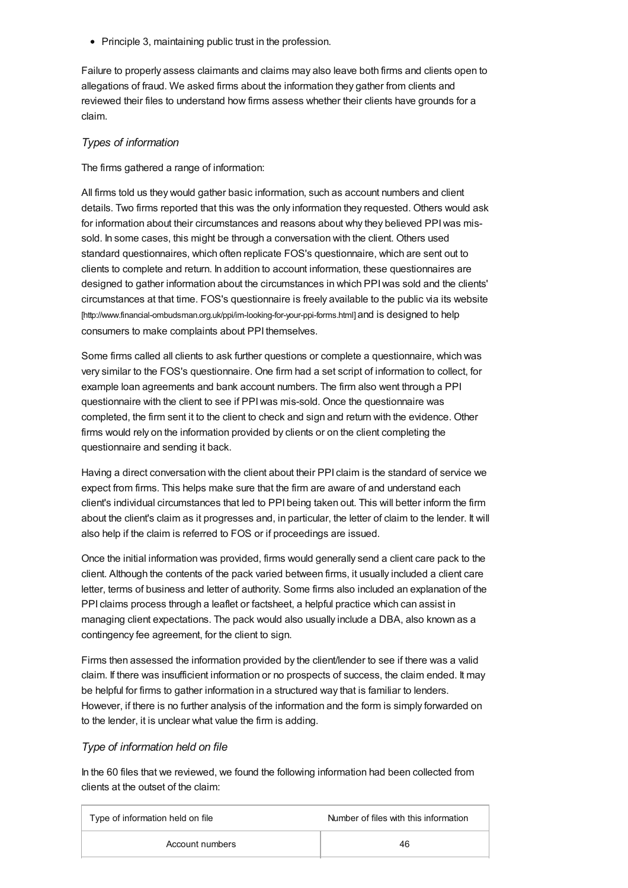- Principle 3, maintaining public trust in the profession.

Failure to properly assess claimants and claims may also leave both firms and clients open to allegations of fraud. We asked firms about the information they gather from clients and reviewed their files to understand how firms assess whether their clients have grounds for a claim.

*Types of information*

The firms gathered a range of information:

All firms told us they would gather basic information, such as account numbers and client details. Two firms reported that this was the only information they requested. Others would ask for information about their circumstances and reasons about why they believed PPI was mis-sold. In some cases, this might be through a conversation with the client. Others used standard questionnaires, which often replicate FOS's questionnaire, which are sent out to clients to complete and return. In addition to account information, these questionnaires are designed to gather information about the circumstances in which PPI was sold and the clients' circumstances at that time. FOS's questionnaire is freely available to the public via its website [http://www.financial-ombudsman.org.uk/ppi/im-looking-for-your-ppi-forms.html] and is designed to help consumers to make complaints about PPI themselves.

Some firms called all clients to ask further questions or complete a questionnaire, which was very similar to the FOS's questionnaire. One firm had a set script of information to collect, for example loan agreements and bank account numbers. The firm also went through a PPI questionnaire with the client to see if PPI was mis-sold. Once the questionnaire was completed, the firm sent it to the client to check and sign and return with the evidence. Other firms would rely on the information provided by clients or on the client completing the questionnaire and sending it back.

Having a direct conversation with the client about their PPI claim is the standard of service we expect from firms. This helps make sure that the firm are aware of and understand each client's individual circumstances that led to PPI being taken out. This will better inform the firm about the client's claim as it progresses and, in particular, the letter of claim to the lender. It will also help if the claim is referred to FOS or if proceedings are issued.

Once the initial information was provided, firms would generally send a client care pack to the client. Although the contents of the pack varied between firms, it usually included a client care letter, terms of business and letter of authority. Some firms also included an explanation of the PPI claims process through a leaflet or factsheet, a helpful practice which can assist in managing client expectations. The pack would also usually include a DBA, also known as a contingency fee agreement, for the client to sign.

Firms then assessed the information provided by the client/lender to see if there was a valid claim. If there was insufficient information or no prospects of success, the claim ended. It may be helpful for firms to gather information in a structured way that is familiar to lenders. However, if there is no further analysis of the information and the form is simply forwarded on to the lender, it is unclear what value the firm is adding.

*Type of information held on file*

In the 60 files that we reviewed, we found the following information had been collected from clients at the outset of the claim:

| Type of information held on file | Number of files with this information |
|---|---|
| Account numbers | 46 |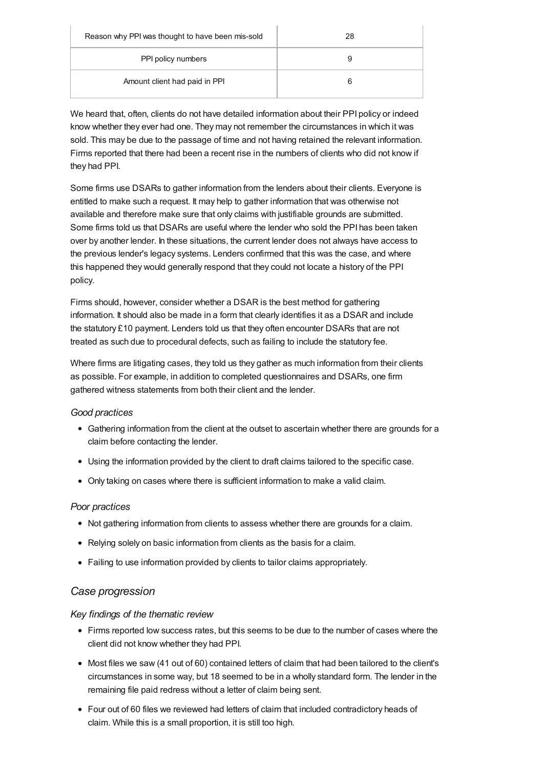| Reason why PPI was thought to have been mis-sold | 28 |
|---|---|
| PPI policy numbers | 9 |
| Amount client had paid in PPI | 6 |

We heard that, often, clients do not have detailed information about their PPI policy or indeed know whether they ever had one. They may not remember the circumstances in which it was sold. This may be due to the passage of time and not having retained the relevant information. Firms reported that there had been a recent rise in the numbers of clients who did not know if they had PPI.

Some firms use DSARs to gather information from the lenders about their clients. Everyone is entitled to make such a request. It may help to gather information that was otherwise not available and therefore make sure that only claims with justifiable grounds are submitted. Some firms told us that DSARs are useful where the lender who sold the PPI has been taken over by another lender. In these situations, the current lender does not always have access to the previous lender's legacy systems. Lenders confirmed that this was the case, and where this happened they would generally respond that they could not locate a history of the PPI policy.

Firms should, however, consider whether a DSAR is the best method for gathering information. It should also be made in a form that clearly identifies it as a DSAR and include the statutory £10 payment. Lenders told us that they often encounter DSARs that are not treated as such due to procedural defects, such as failing to include the statutory fee.

Where firms are litigating cases, they told us they gather as much information from their clients as possible. For example, in addition to completed questionnaires and DSARs, one firm gathered witness statements from both their client and the lender.

#### *Good practices*

- Gathering information from the client at the outset to ascertain whether there are grounds for a claim before contacting the lender.
- Using the information provided by the client to draft claims tailored to the specific case.
- Only taking on cases where there is sufficient information to make a valid claim.

#### *Poor practices*

- Not gathering information from clients to assess whether there are grounds for a claim.
- Relying solely on basic information from clients as the basis for a claim.
- Failing to use information provided by clients to tailor claims appropriately.

### *Case progression*

#### *Key findings of the thematic review*

- Firms reported low success rates, but this seems to be due to the number of cases where the client did not know whether they had PPI.
- Most files we saw (41 out of 60) contained letters of claim that had been tailored to the client's circumstances in some way, but 18 seemed to be in a wholly standard form. The lender in the remaining file paid redress without a letter of claim being sent.
- Four out of 60 files we reviewed had letters of claim that included contradictory heads of claim. While this is a small proportion, it is still too high.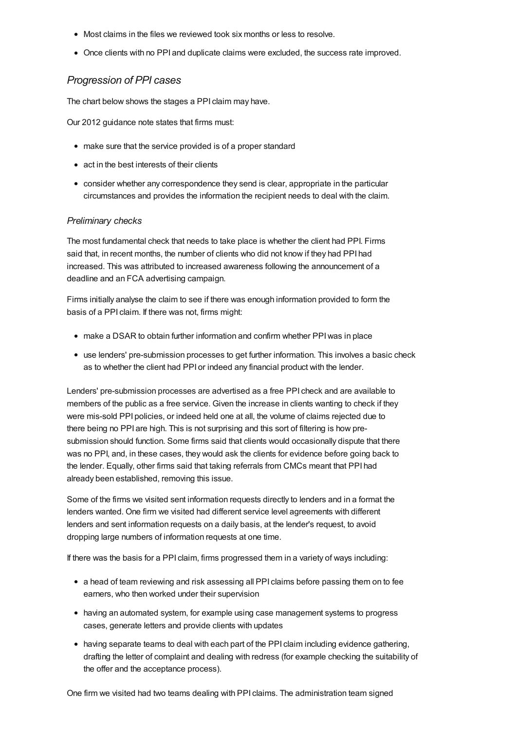- Most claims in the files we reviewed took six months or less to resolve.
- Once clients with no PPI and duplicate claims were excluded, the success rate improved.

## *Progression of PPI cases*

The chart below shows the stages a PPI claim may have.

Our 2012 guidance note states that firms must:

- make sure that the service provided is of a proper standard
- act in the best interests of their clients
- consider whether any correspondence they send is clear, appropriate in the particular circumstances and provides the information the recipient needs to deal with the claim.

### *Preliminary checks*

The most fundamental check that needs to take place is whether the client had PPI. Firms said that, in recent months, the number of clients who did not know if they had PPI had increased. This was attributed to increased awareness following the announcement of a deadline and an FCA advertising campaign.

Firms initially analyse the claim to see if there was enough information provided to form the basis of a PPI claim. If there was not, firms might:

- make a DSAR to obtain further information and confirm whether PPI was in place
- use lenders' pre-submission processes to get further information. This involves a basic check as to whether the client had PPI or indeed any financial product with the lender.

Lenders' pre-submission processes are advertised as a free PPI check and are available to members of the public as a free service. Given the increase in clients wanting to check if they were mis-sold PPI policies, or indeed held one at all, the volume of claims rejected due to there being no PPI are high. This is not surprising and this sort of filtering is how pre-submission should function. Some firms said that clients would occasionally dispute that there was no PPI, and, in these cases, they would ask the clients for evidence before going back to the lender. Equally, other firms said that taking referrals from CMCs meant that PPI had already been established, removing this issue.

Some of the firms we visited sent information requests directly to lenders and in a format the lenders wanted. One firm we visited had different service level agreements with different lenders and sent information requests on a daily basis, at the lender's request, to avoid dropping large numbers of information requests at one time.

If there was the basis for a PPI claim, firms progressed them in a variety of ways including:

- a head of team reviewing and risk assessing all PPI claims before passing them on to fee earners, who then worked under their supervision
- having an automated system, for example using case management systems to progress cases, generate letters and provide clients with updates
- having separate teams to deal with each part of the PPI claim including evidence gathering, drafting the letter of complaint and dealing with redress (for example checking the suitability of the offer and the acceptance process).

One firm we visited had two teams dealing with PPI claims. The administration team signed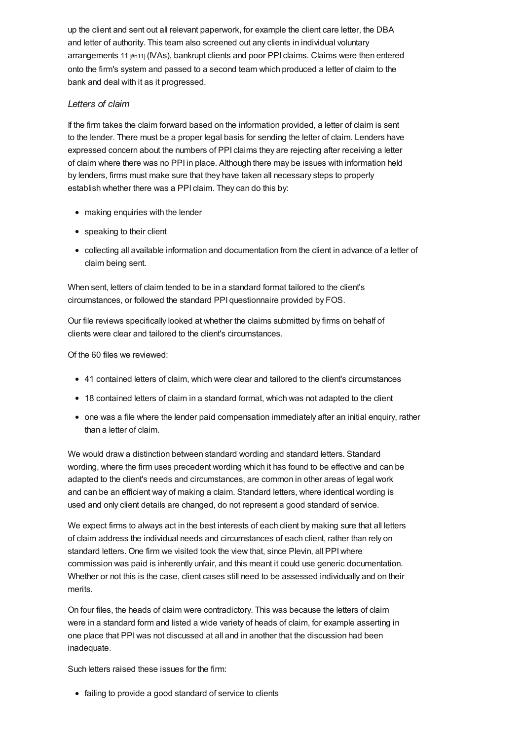up the client and sent out all relevant paperwork, for example the client care letter, the DBA and letter of authority. This team also screened out any clients in individual voluntary arrangements 11 [#n11] (IVAs), bankrupt clients and poor PPI claims. Claims were then entered onto the firm's system and passed to a second team which produced a letter of claim to the bank and deal with it as it progressed.

### *Letters of claim*

If the firm takes the claim forward based on the information provided, a letter of claim is sent to the lender. There must be a proper legal basis for sending the letter of claim. Lenders have expressed concern about the numbers of PPI claims they are rejecting after receiving a letter of claim where there was no PPI in place. Although there may be issues with information held by lenders, firms must make sure that they have taken all necessary steps to properly establish whether there was a PPI claim. They can do this by:

- making enquiries with the lender
- speaking to their client
- collecting all available information and documentation from the client in advance of a letter of claim being sent.

When sent, letters of claim tended to be in a standard format tailored to the client's circumstances, or followed the standard PPI questionnaire provided by FOS.

Our file reviews specifically looked at whether the claims submitted by firms on behalf of clients were clear and tailored to the client's circumstances.

Of the 60 files we reviewed:

- 41 contained letters of claim, which were clear and tailored to the client's circumstances
- 18 contained letters of claim in a standard format, which was not adapted to the client
- one was a file where the lender paid compensation immediately after an initial enquiry, rather than a letter of claim.

We would draw a distinction between standard wording and standard letters. Standard wording, where the firm uses precedent wording which it has found to be effective and can be adapted to the client's needs and circumstances, are common in other areas of legal work and can be an efficient way of making a claim. Standard letters, where identical wording is used and only client details are changed, do not represent a good standard of service.

We expect firms to always act in the best interests of each client by making sure that all letters of claim address the individual needs and circumstances of each client, rather than rely on standard letters. One firm we visited took the view that, since Plevin, all PPI where commission was paid is inherently unfair, and this meant it could use generic documentation. Whether or not this is the case, client cases still need to be assessed individually and on their merits.

On four files, the heads of claim were contradictory. This was because the letters of claim were in a standard form and listed a wide variety of heads of claim, for example asserting in one place that PPI was not discussed at all and in another that the discussion had been inadequate.

Such letters raised these issues for the firm:

- failing to provide a good standard of service to clients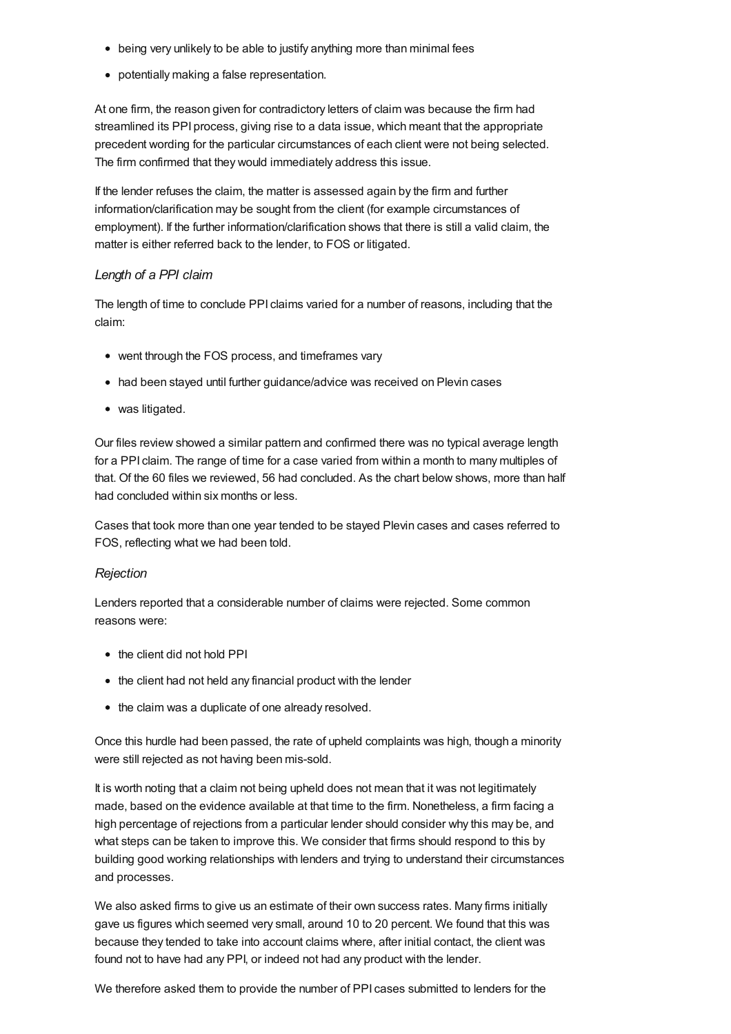- being very unlikely to be able to justify anything more than minimal fees
- potentially making a false representation.

At one firm, the reason given for contradictory letters of claim was because the firm had streamlined its PPI process, giving rise to a data issue, which meant that the appropriate precedent wording for the particular circumstances of each client were not being selected. The firm confirmed that they would immediately address this issue.

If the lender refuses the claim, the matter is assessed again by the firm and further information/clarification may be sought from the client (for example circumstances of employment). If the further information/clarification shows that there is still a valid claim, the matter is either referred back to the lender, to FOS or litigated.

### *Length of a PPI claim*

The length of time to conclude PPI claims varied for a number of reasons, including that the claim:

- went through the FOS process, and timeframes vary
- had been stayed until further guidance/advice was received on Plevin cases
- was litigated.

Our files review showed a similar pattern and confirmed there was no typical average length for a PPI claim. The range of time for a case varied from within a month to many multiples of that. Of the 60 files we reviewed, 56 had concluded. As the chart below shows, more than half had concluded within six months or less.

Cases that took more than one year tended to be stayed Plevin cases and cases referred to FOS, reflecting what we had been told.

### *Rejection*

Lenders reported that a considerable number of claims were rejected. Some common reasons were:

- the client did not hold PPI
- the client had not held any financial product with the lender
- the claim was a duplicate of one already resolved.

Once this hurdle had been passed, the rate of upheld complaints was high, though a minority were still rejected as not having been mis-sold.

It is worth noting that a claim not being upheld does not mean that it was not legitimately made, based on the evidence available at that time to the firm. Nonetheless, a firm facing a high percentage of rejections from a particular lender should consider why this may be, and what steps can be taken to improve this. We consider that firms should respond to this by building good working relationships with lenders and trying to understand their circumstances and processes.

We also asked firms to give us an estimate of their own success rates. Many firms initially gave us figures which seemed very small, around 10 to 20 percent. We found that this was because they tended to take into account claims where, after initial contact, the client was found not to have had any PPI, or indeed not had any product with the lender.

We therefore asked them to provide the number of PPI cases submitted to lenders for the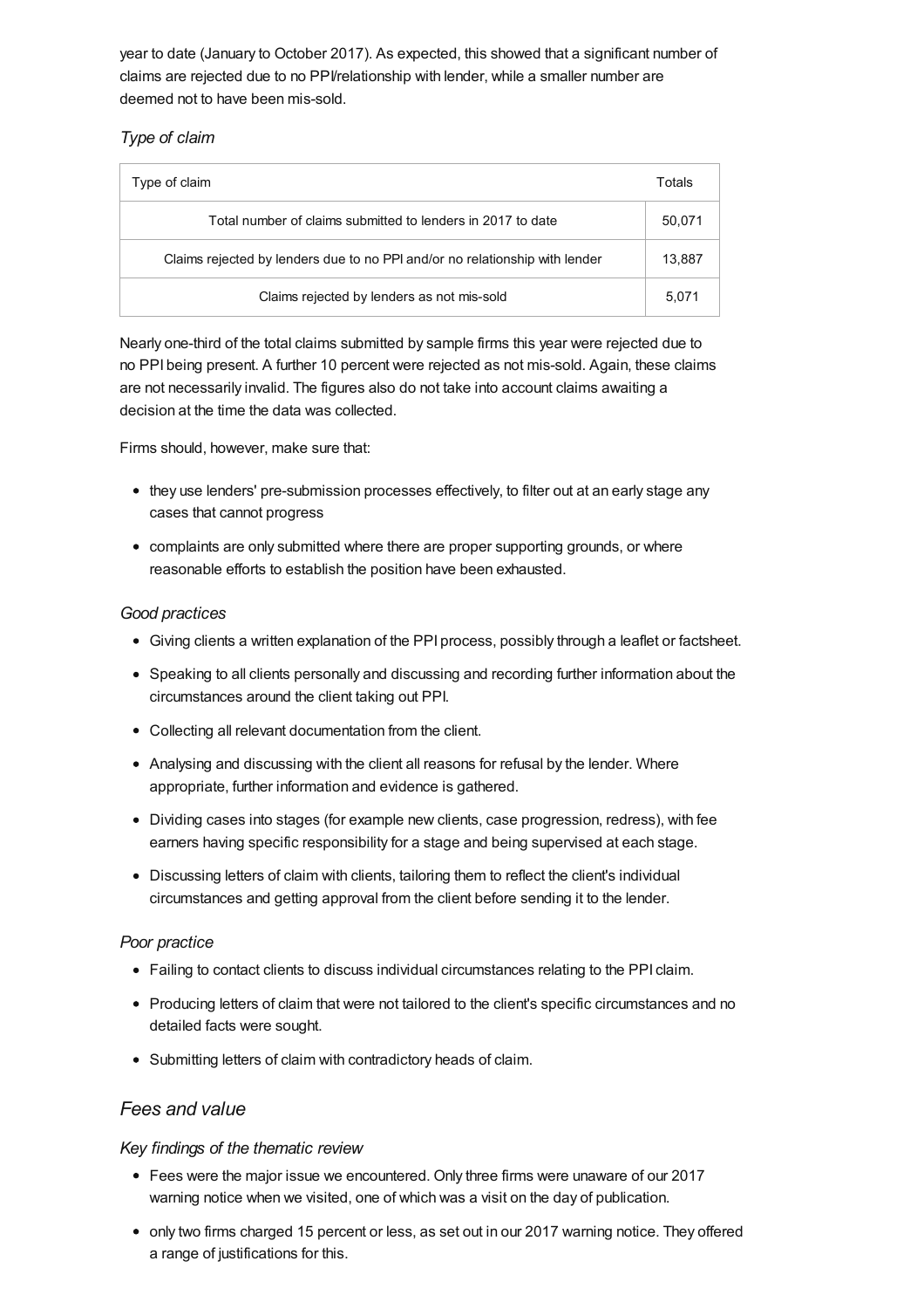year to date (January to October 2017). As expected, this showed that a significant number of claims are rejected due to no PPI/relationship with lender, while a smaller number are deemed not to have been mis-sold.

*Type of claim*

| Type of claim | Totals |
| --- | --- |
| Total number of claims submitted to lenders in 2017 to date | 50,071 |
| Claims rejected by lenders due to no PPI and/or no relationship with lender | 13,887 |
| Claims rejected by lenders as not mis-sold | 5,071 |

Nearly one-third of the total claims submitted by sample firms this year were rejected due to no PPI being present. A further 10 percent were rejected as not mis-sold. Again, these claims are not necessarily invalid. The figures also do not take into account claims awaiting a decision at the time the data was collected.

Firms should, however, make sure that:

- they use lenders' pre-submission processes effectively, to filter out at an early stage any cases that cannot progress
- complaints are only submitted where there are proper supporting grounds, or where reasonable efforts to establish the position have been exhausted.

*Good practices*

- Giving clients a written explanation of the PPI process, possibly through a leaflet or factsheet.
- Speaking to all clients personally and discussing and recording further information about the circumstances around the client taking out PPI.
- Collecting all relevant documentation from the client.
- Analysing and discussing with the client all reasons for refusal by the lender. Where appropriate, further information and evidence is gathered.
- Dividing cases into stages (for example new clients, case progression, redress), with fee earners having specific responsibility for a stage and being supervised at each stage.
- Discussing letters of claim with clients, tailoring them to reflect the client's individual circumstances and getting approval from the client before sending it to the lender.

*Poor practice*

- Failing to contact clients to discuss individual circumstances relating to the PPI claim.
- Producing letters of claim that were not tailored to the client's specific circumstances and no detailed facts were sought.
- Submitting letters of claim with contradictory heads of claim.

## *Fees and value*

*Key findings of the thematic review*

- Fees were the major issue we encountered. Only three firms were unaware of our 2017 warning notice when we visited, one of which was a visit on the day of publication.
- only two firms charged 15 percent or less, as set out in our 2017 warning notice. They offered a range of justifications for this.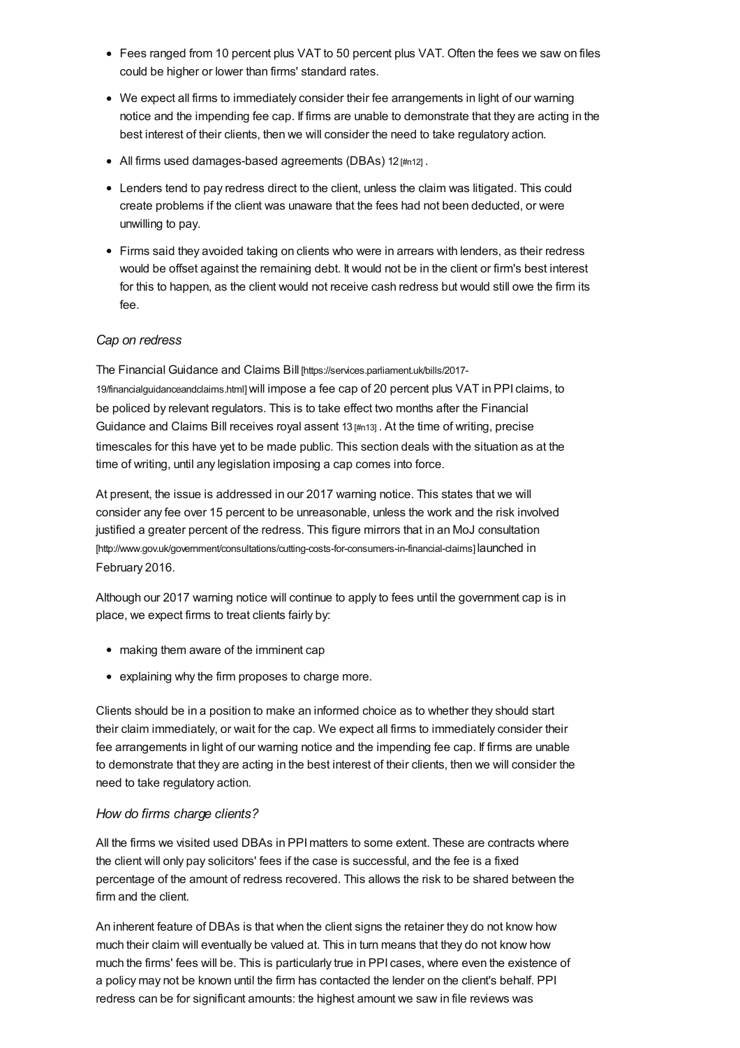- Fees ranged from 10 percent plus VAT to 50 percent plus VAT. Often the fees we saw on files could be higher or lower than firms' standard rates.
- We expect all firms to immediately consider their fee arrangements in light of our warning notice and the impending fee cap. If firms are unable to demonstrate that they are acting in the best interest of their clients, then we will consider the need to take regulatory action.
- All firms used damages-based agreements (DBAs) 12 [#n12] .
- Lenders tend to pay redress direct to the client, unless the claim was litigated. This could create problems if the client was unaware that the fees had not been deducted, or were unwilling to pay.
- Firms said they avoided taking on clients who were in arrears with lenders, as their redress would be offset against the remaining debt. It would not be in the client or firm's best interest for this to happen, as the client would not receive cash redress but would still owe the firm its fee.

*Cap on redress*

The Financial Guidance and Claims Bill [https://services.parliament.uk/bills/2017-19/financialguidanceandclaims.html] will impose a fee cap of 20 percent plus VAT in PPI claims, to be policed by relevant regulators. This is to take effect two months after the Financial Guidance and Claims Bill receives royal assent 13 [#n13] . At the time of writing, precise timescales for this have yet to be made public. This section deals with the situation as at the time of writing, until any legislation imposing a cap comes into force.

At present, the issue is addressed in our 2017 warning notice. This states that we will consider any fee over 15 percent to be unreasonable, unless the work and the risk involved justified a greater percent of the redress. This figure mirrors that in an MoJ consultation [http://www.gov.uk/government/consultations/cutting-costs-for-consumers-in-financial-claims] launched in February 2016.

Although our 2017 warning notice will continue to apply to fees until the government cap is in place, we expect firms to treat clients fairly by:

- making them aware of the imminent cap
- explaining why the firm proposes to charge more.

Clients should be in a position to make an informed choice as to whether they should start their claim immediately, or wait for the cap. We expect all firms to immediately consider their fee arrangements in light of our warning notice and the impending fee cap. If firms are unable to demonstrate that they are acting in the best interest of their clients, then we will consider the need to take regulatory action.

*How do firms charge clients?*

All the firms we visited used DBAs in PPI matters to some extent. These are contracts where the client will only pay solicitors' fees if the case is successful, and the fee is a fixed percentage of the amount of redress recovered. This allows the risk to be shared between the firm and the client.

An inherent feature of DBAs is that when the client signs the retainer they do not know how much their claim will eventually be valued at. This in turn means that they do not know how much the firms' fees will be. This is particularly true in PPI cases, where even the existence of a policy may not be known until the firm has contacted the lender on the client's behalf. PPI redress can be for significant amounts: the highest amount we saw in file reviews was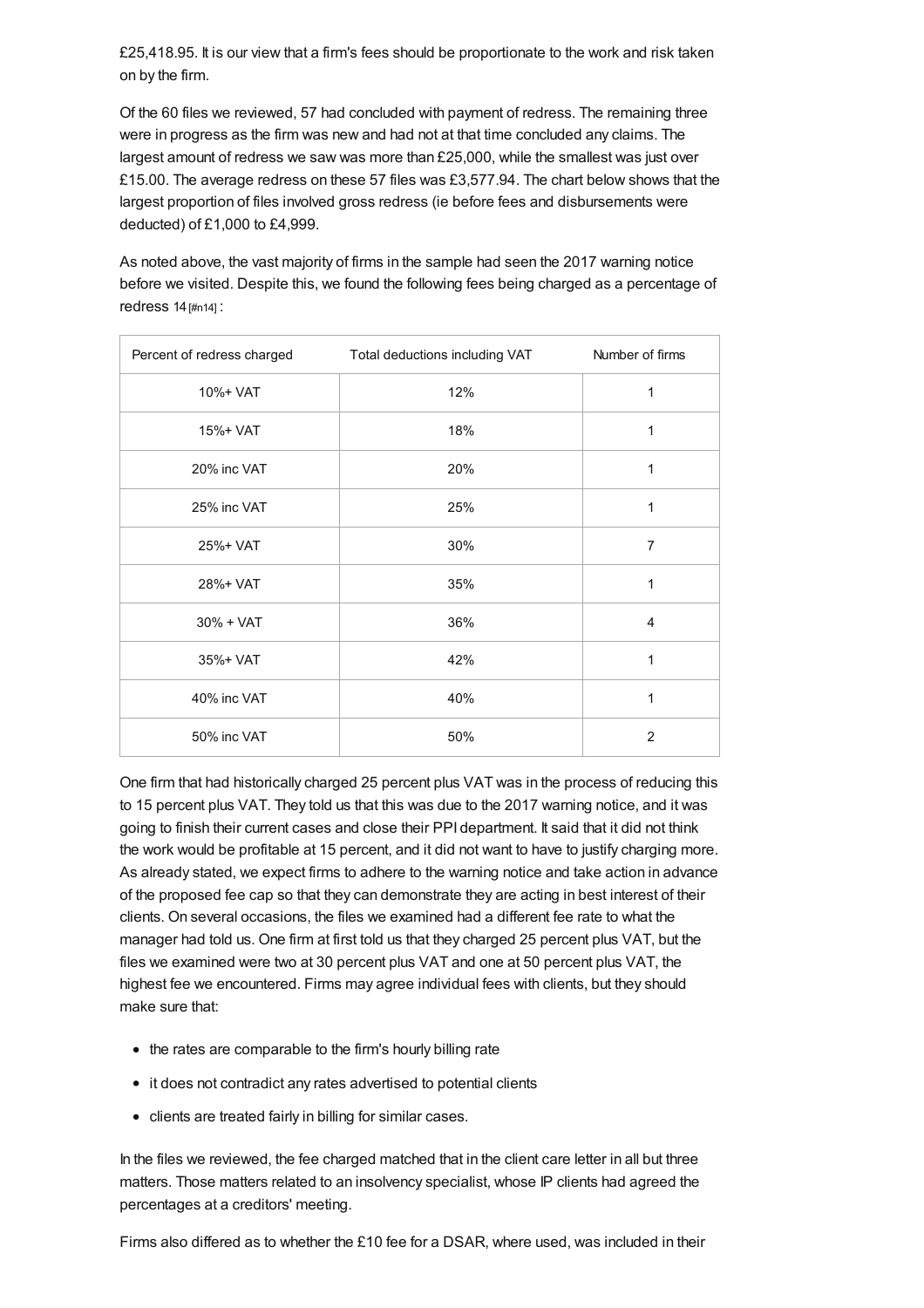£25,418.95. It is our view that a firm's fees should be proportionate to the work and risk taken on by the firm.

Of the 60 files we reviewed, 57 had concluded with payment of redress. The remaining three were in progress as the firm was new and had not at that time concluded any claims. The largest amount of redress we saw was more than £25,000, while the smallest was just over £15.00. The average redress on these 57 files was £3,577.94. The chart below shows that the largest proportion of files involved gross redress (ie before fees and disbursements were deducted) of £1,000 to £4,999.

As noted above, the vast majority of firms in the sample had seen the 2017 warning notice before we visited. Despite this, we found the following fees being charged as a percentage of redress 14 [#n14] :

| Percent of redress charged | Total deductions including VAT | Number of firms |
|---|---|---|
| 10%+ VAT | 12% | 1 |
| 15%+ VAT | 18% | 1 |
| 20% inc VAT | 20% | 1 |
| 25% inc VAT | 25% | 1 |
| 25%+ VAT | 30% | 7 |
| 28%+ VAT | 35% | 1 |
| 30% + VAT | 36% | 4 |
| 35%+ VAT | 42% | 1 |
| 40% inc VAT | 40% | 1 |
| 50% inc VAT | 50% | 2 |

One firm that had historically charged 25 percent plus VAT was in the process of reducing this to 15 percent plus VAT. They told us that this was due to the 2017 warning notice, and it was going to finish their current cases and close their PPI department. It said that it did not think the work would be profitable at 15 percent, and it did not want to have to justify charging more. As already stated, we expect firms to adhere to the warning notice and take action in advance of the proposed fee cap so that they can demonstrate they are acting in best interest of their clients. On several occasions, the files we examined had a different fee rate to what the manager had told us. One firm at first told us that they charged 25 percent plus VAT, but the files we examined were two at 30 percent plus VAT and one at 50 percent plus VAT, the highest fee we encountered. Firms may agree individual fees with clients, but they should make sure that:

- the rates are comparable to the firm's hourly billing rate
- it does not contradict any rates advertised to potential clients
- clients are treated fairly in billing for similar cases.

In the files we reviewed, the fee charged matched that in the client care letter in all but three matters. Those matters related to an insolvency specialist, whose IP clients had agreed the percentages at a creditors' meeting.

Firms also differed as to whether the £10 fee for a DSAR, where used, was included in their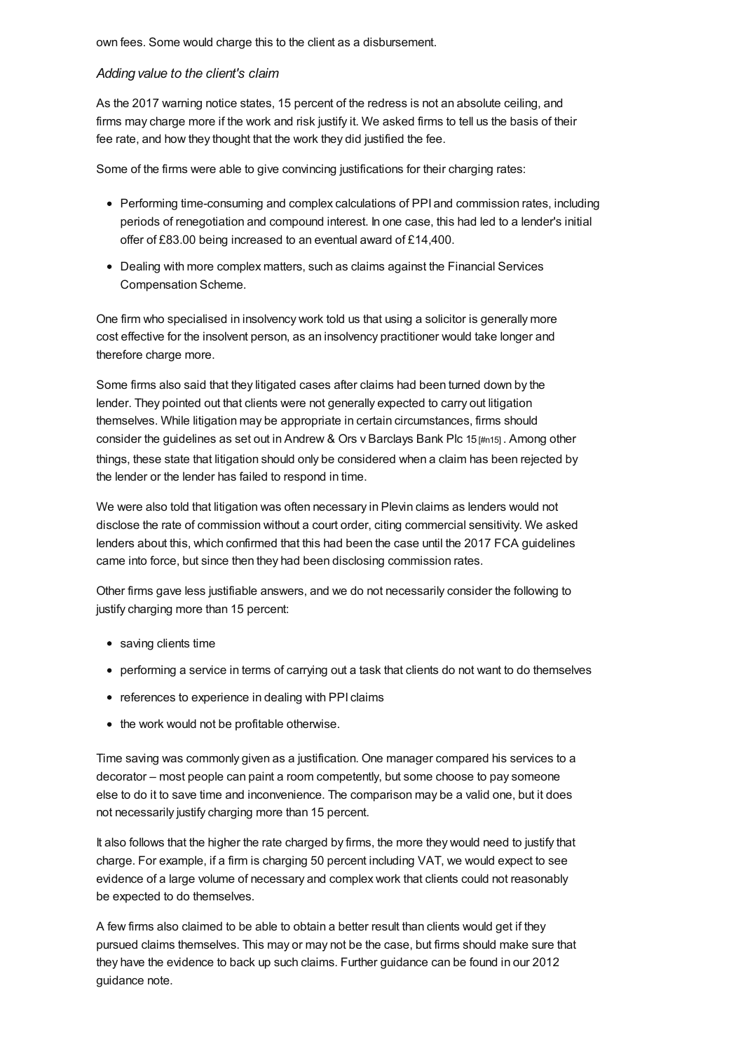own fees. Some would charge this to the client as a disbursement.

*Adding value to the client's claim*

As the 2017 warning notice states, 15 percent of the redress is not an absolute ceiling, and firms may charge more if the work and risk justify it. We asked firms to tell us the basis of their fee rate, and how they thought that the work they did justified the fee.

Some of the firms were able to give convincing justifications for their charging rates:

- Performing time-consuming and complex calculations of PPI and commission rates, including periods of renegotiation and compound interest. In one case, this had led to a lender's initial offer of £83.00 being increased to an eventual award of £14,400.
- Dealing with more complex matters, such as claims against the Financial Services Compensation Scheme.

One firm who specialised in insolvency work told us that using a solicitor is generally more cost effective for the insolvent person, as an insolvency practitioner would take longer and therefore charge more.

Some firms also said that they litigated cases after claims had been turned down by the lender. They pointed out that clients were not generally expected to carry out litigation themselves. While litigation may be appropriate in certain circumstances, firms should consider the guidelines as set out in Andrew & Ors v Barclays Bank Plc 15 [#n15] . Among other things, these state that litigation should only be considered when a claim has been rejected by the lender or the lender has failed to respond in time.

We were also told that litigation was often necessary in Plevin claims as lenders would not disclose the rate of commission without a court order, citing commercial sensitivity. We asked lenders about this, which confirmed that this had been the case until the 2017 FCA guidelines came into force, but since then they had been disclosing commission rates.

Other firms gave less justifiable answers, and we do not necessarily consider the following to justify charging more than 15 percent:

- saving clients time
- performing a service in terms of carrying out a task that clients do not want to do themselves
- references to experience in dealing with PPI claims
- the work would not be profitable otherwise.

Time saving was commonly given as a justification. One manager compared his services to a decorator – most people can paint a room competently, but some choose to pay someone else to do it to save time and inconvenience. The comparison may be a valid one, but it does not necessarily justify charging more than 15 percent.

It also follows that the higher the rate charged by firms, the more they would need to justify that charge. For example, if a firm is charging 50 percent including VAT, we would expect to see evidence of a large volume of necessary and complex work that clients could not reasonably be expected to do themselves.

A few firms also claimed to be able to obtain a better result than clients would get if they pursued claims themselves. This may or may not be the case, but firms should make sure that they have the evidence to back up such claims. Further guidance can be found in our 2012 guidance note.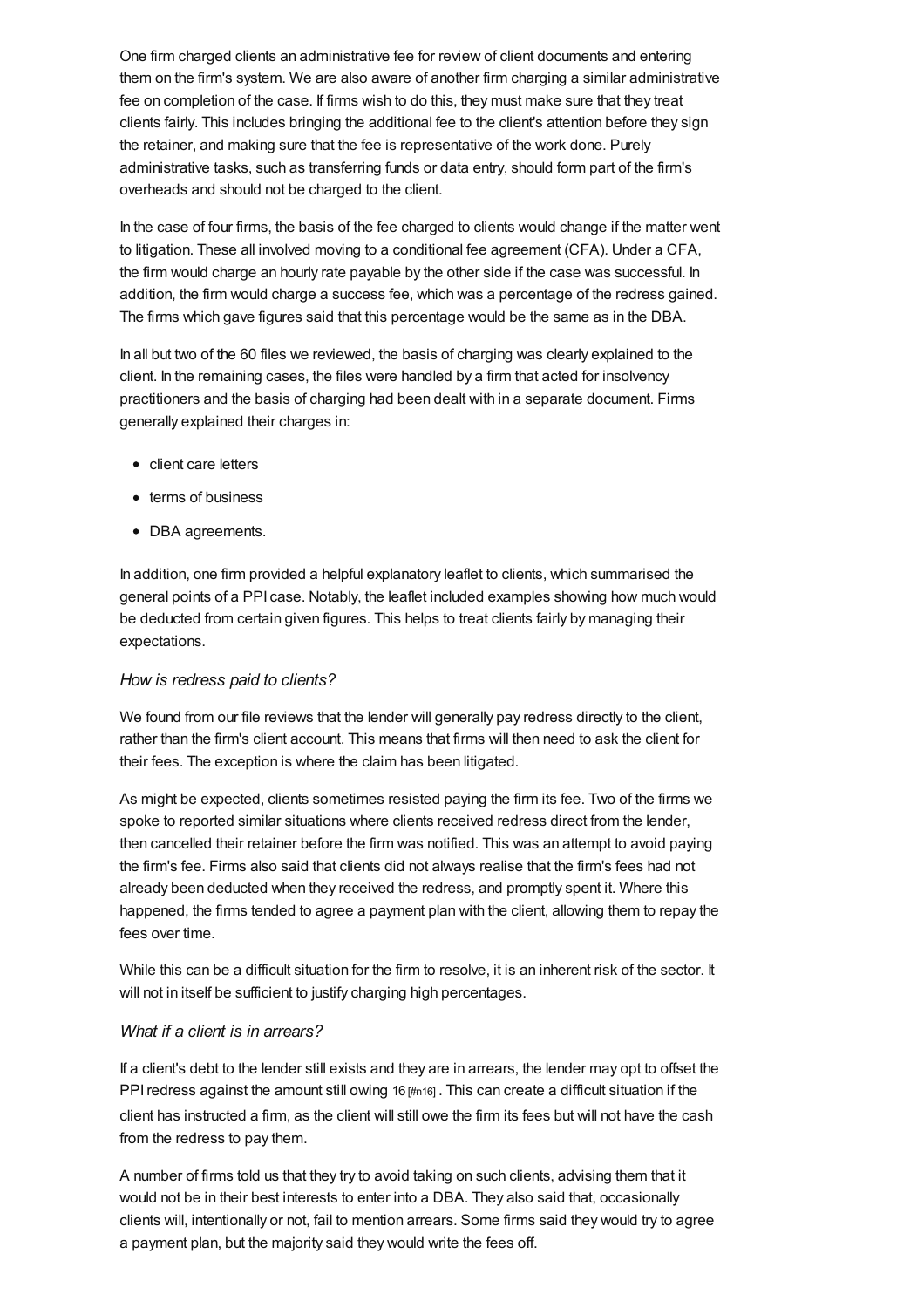One firm charged clients an administrative fee for review of client documents and entering them on the firm's system. We are also aware of another firm charging a similar administrative fee on completion of the case. If firms wish to do this, they must make sure that they treat clients fairly. This includes bringing the additional fee to the client's attention before they sign the retainer, and making sure that the fee is representative of the work done. Purely administrative tasks, such as transferring funds or data entry, should form part of the firm's overheads and should not be charged to the client.

In the case of four firms, the basis of the fee charged to clients would change if the matter went to litigation. These all involved moving to a conditional fee agreement (CFA). Under a CFA, the firm would charge an hourly rate payable by the other side if the case was successful. In addition, the firm would charge a success fee, which was a percentage of the redress gained. The firms which gave figures said that this percentage would be the same as in the DBA.

In all but two of the 60 files we reviewed, the basis of charging was clearly explained to the client. In the remaining cases, the files were handled by a firm that acted for insolvency practitioners and the basis of charging had been dealt with in a separate document. Firms generally explained their charges in:

- client care letters
- terms of business
- DBA agreements.

In addition, one firm provided a helpful explanatory leaflet to clients, which summarised the general points of a PPI case. Notably, the leaflet included examples showing how much would be deducted from certain given figures. This helps to treat clients fairly by managing their expectations.

### *How is redress paid to clients?*

We found from our file reviews that the lender will generally pay redress directly to the client, rather than the firm's client account. This means that firms will then need to ask the client for their fees. The exception is where the claim has been litigated.

As might be expected, clients sometimes resisted paying the firm its fee. Two of the firms we spoke to reported similar situations where clients received redress direct from the lender, then cancelled their retainer before the firm was notified. This was an attempt to avoid paying the firm's fee. Firms also said that clients did not always realise that the firm's fees had not already been deducted when they received the redress, and promptly spent it. Where this happened, the firms tended to agree a payment plan with the client, allowing them to repay the fees over time.

While this can be a difficult situation for the firm to resolve, it is an inherent risk of the sector. It will not in itself be sufficient to justify charging high percentages.

### *What if a client is in arrears?*

If a client's debt to the lender still exists and they are in arrears, the lender may opt to offset the PPI redress against the amount still owing 16 [#n16]. This can create a difficult situation if the client has instructed a firm, as the client will still owe the firm its fees but will not have the cash from the redress to pay them.

A number of firms told us that they try to avoid taking on such clients, advising them that it would not be in their best interests to enter into a DBA. They also said that, occasionally clients will, intentionally or not, fail to mention arrears. Some firms said they would try to agree a payment plan, but the majority said they would write the fees off.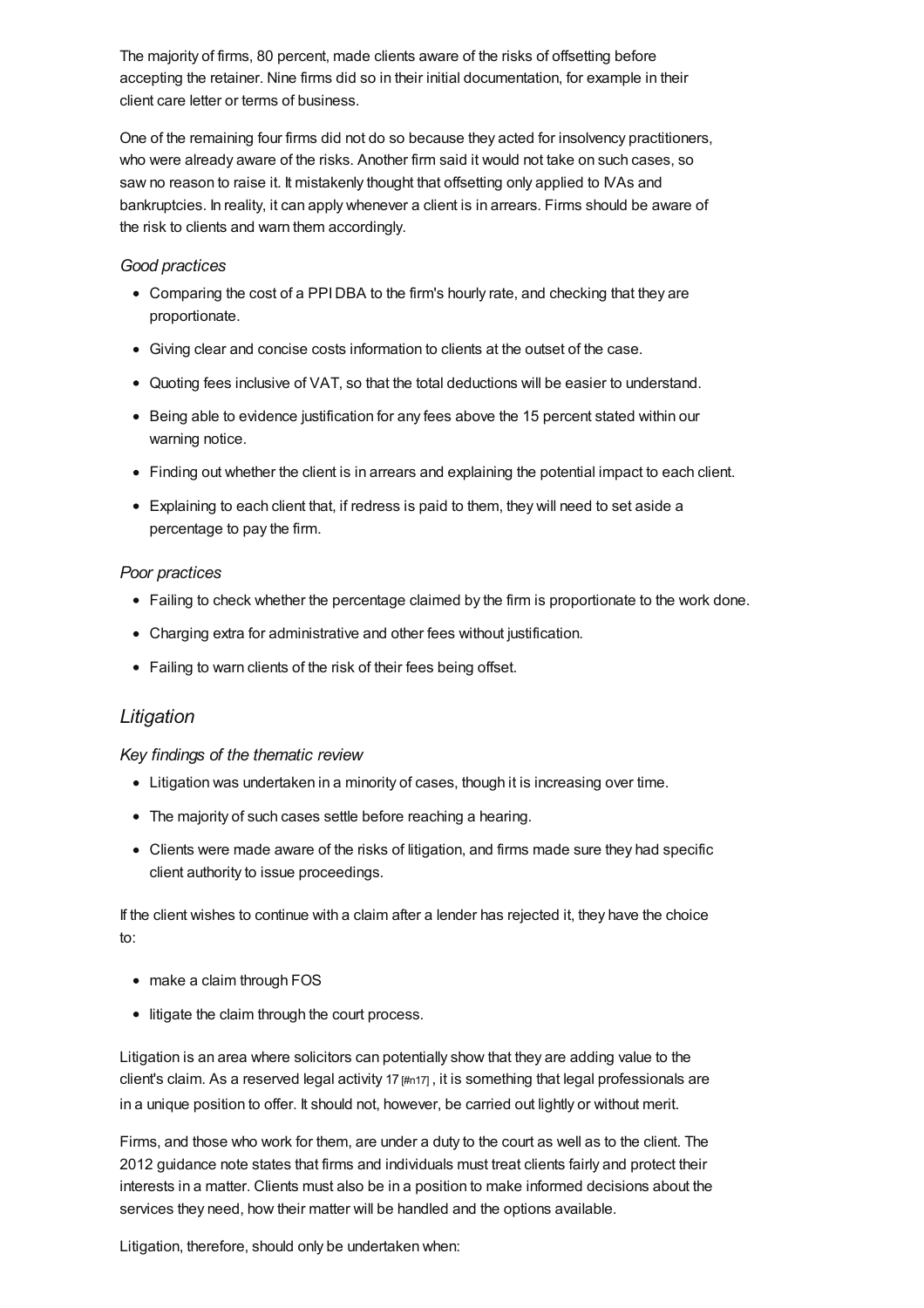The majority of firms, 80 percent, made clients aware of the risks of offsetting before accepting the retainer. Nine firms did so in their initial documentation, for example in their client care letter or terms of business.

One of the remaining four firms did not do so because they acted for insolvency practitioners, who were already aware of the risks. Another firm said it would not take on such cases, so saw no reason to raise it. It mistakenly thought that offsetting only applied to IVAs and bankruptcies. In reality, it can apply whenever a client is in arrears. Firms should be aware of the risk to clients and warn them accordingly.

*Good practices*

- Comparing the cost of a PPI DBA to the firm's hourly rate, and checking that they are proportionate.
- Giving clear and concise costs information to clients at the outset of the case.
- Quoting fees inclusive of VAT, so that the total deductions will be easier to understand.
- Being able to evidence justification for any fees above the 15 percent stated within our warning notice.
- Finding out whether the client is in arrears and explaining the potential impact to each client.
- Explaining to each client that, if redress is paid to them, they will need to set aside a percentage to pay the firm.

*Poor practices*

- Failing to check whether the percentage claimed by the firm is proportionate to the work done.
- Charging extra for administrative and other fees without justification.
- Failing to warn clients of the risk of their fees being offset.

## *Litigation*

*Key findings of the thematic review*

- Litigation was undertaken in a minority of cases, though it is increasing over time.
- The majority of such cases settle before reaching a hearing.
- Clients were made aware of the risks of litigation, and firms made sure they had specific client authority to issue proceedings.

If the client wishes to continue with a claim after a lender has rejected it, they have the choice to:

- make a claim through FOS
- litigate the claim through the court process.

Litigation is an area where solicitors can potentially show that they are adding value to the client's claim. As a reserved legal activity 17 [#n17], it is something that legal professionals are in a unique position to offer. It should not, however, be carried out lightly or without merit.

Firms, and those who work for them, are under a duty to the court as well as to the client. The 2012 guidance note states that firms and individuals must treat clients fairly and protect their interests in a matter. Clients must also be in a position to make informed decisions about the services they need, how their matter will be handled and the options available.

Litigation, therefore, should only be undertaken when: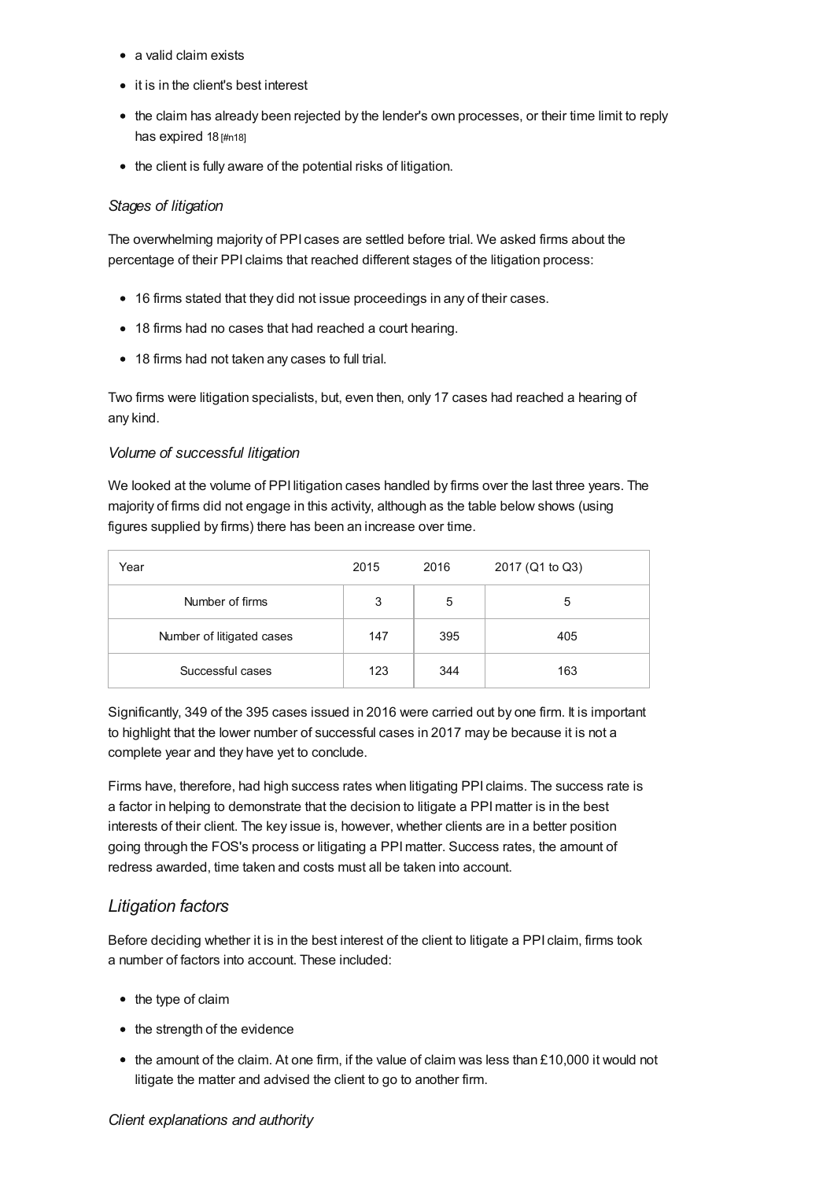- a valid claim exists
- it is in the client's best interest
- the claim has already been rejected by the lender's own processes, or their time limit to reply has expired 18 [#n18]
- the client is fully aware of the potential risks of litigation.

### *Stages of litigation*

The overwhelming majority of PPI cases are settled before trial. We asked firms about the percentage of their PPI claims that reached different stages of the litigation process:

- 16 firms stated that they did not issue proceedings in any of their cases.
- 18 firms had no cases that had reached a court hearing.
- 18 firms had not taken any cases to full trial.

Two firms were litigation specialists, but, even then, only 17 cases had reached a hearing of any kind.

### *Volume of successful litigation*

We looked at the volume of PPI litigation cases handled by firms over the last three years. The majority of firms did not engage in this activity, although as the table below shows (using figures supplied by firms) there has been an increase over time.

| Year | 2015 | 2016 | 2017 (Q1 to Q3) |
|---|---|---|---|
| Number of firms | 3 | 5 | 5 |
| Number of litigated cases | 147 | 395 | 405 |
| Successful cases | 123 | 344 | 163 |

Significantly, 349 of the 395 cases issued in 2016 were carried out by one firm. It is important to highlight that the lower number of successful cases in 2017 may be because it is not a complete year and they have yet to conclude.

Firms have, therefore, had high success rates when litigating PPI claims. The success rate is a factor in helping to demonstrate that the decision to litigate a PPI matter is in the best interests of their client. The key issue is, however, whether clients are in a better position going through the FOS's process or litigating a PPI matter. Success rates, the amount of redress awarded, time taken and costs must all be taken into account.

## Litigation factors

Before deciding whether it is in the best interest of the client to litigate a PPI claim, firms took a number of factors into account. These included:

- the type of claim
- the strength of the evidence
- the amount of the claim. At one firm, if the value of claim was less than £10,000 it would not litigate the matter and advised the client to go to another firm.

### *Client explanations and authority*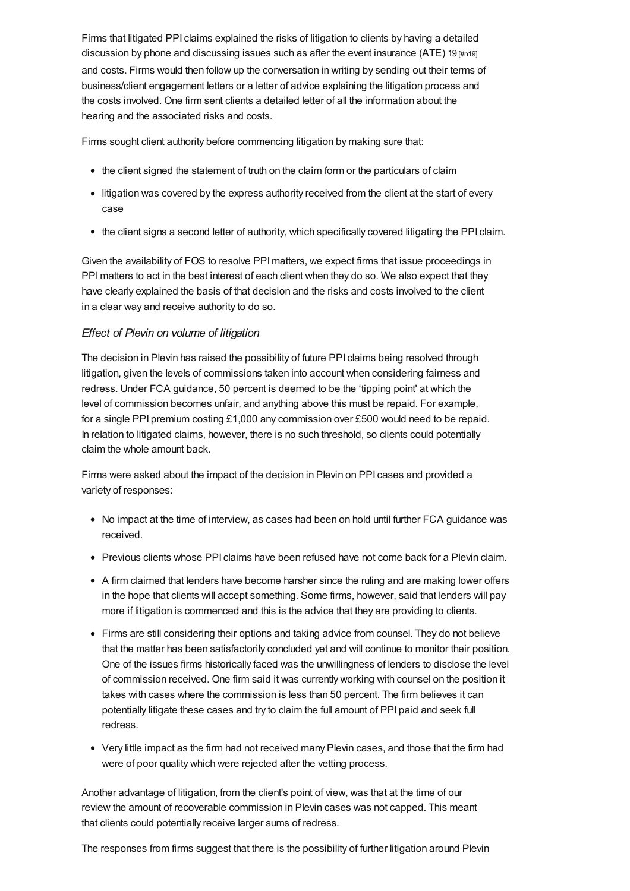Firms that litigated PPI claims explained the risks of litigation to clients by having a detailed discussion by phone and discussing issues such as after the event insurance (ATE) 19 [#n19] and costs. Firms would then follow up the conversation in writing by sending out their terms of business/client engagement letters or a letter of advice explaining the litigation process and the costs involved. One firm sent clients a detailed letter of all the information about the hearing and the associated risks and costs.

Firms sought client authority before commencing litigation by making sure that:

- the client signed the statement of truth on the claim form or the particulars of claim
- litigation was covered by the express authority received from the client at the start of every case
- the client signs a second letter of authority, which specifically covered litigating the PPI claim.

Given the availability of FOS to resolve PPI matters, we expect firms that issue proceedings in PPI matters to act in the best interest of each client when they do so. We also expect that they have clearly explained the basis of that decision and the risks and costs involved to the client in a clear way and receive authority to do so.

### *Effect of Plevin on volume of litigation*

The decision in Plevin has raised the possibility of future PPI claims being resolved through litigation, given the levels of commissions taken into account when considering fairness and redress. Under FCA guidance, 50 percent is deemed to be the 'tipping point' at which the level of commission becomes unfair, and anything above this must be repaid. For example, for a single PPI premium costing £1,000 any commission over £500 would need to be repaid. In relation to litigated claims, however, there is no such threshold, so clients could potentially claim the whole amount back.

Firms were asked about the impact of the decision in Plevin on PPI cases and provided a variety of responses:

- No impact at the time of interview, as cases had been on hold until further FCA guidance was received.
- Previous clients whose PPI claims have been refused have not come back for a Plevin claim.
- A firm claimed that lenders have become harsher since the ruling and are making lower offers in the hope that clients will accept something. Some firms, however, said that lenders will pay more if litigation is commenced and this is the advice that they are providing to clients.
- Firms are still considering their options and taking advice from counsel. They do not believe that the matter has been satisfactorily concluded yet and will continue to monitor their position. One of the issues firms historically faced was the unwillingness of lenders to disclose the level of commission received. One firm said it was currently working with counsel on the position it takes with cases where the commission is less than 50 percent. The firm believes it can potentially litigate these cases and try to claim the full amount of PPI paid and seek full redress.
- Very little impact as the firm had not received many Plevin cases, and those that the firm had were of poor quality which were rejected after the vetting process.

Another advantage of litigation, from the client's point of view, was that at the time of our review the amount of recoverable commission in Plevin cases was not capped. This meant that clients could potentially receive larger sums of redress.

The responses from firms suggest that there is the possibility of further litigation around Plevin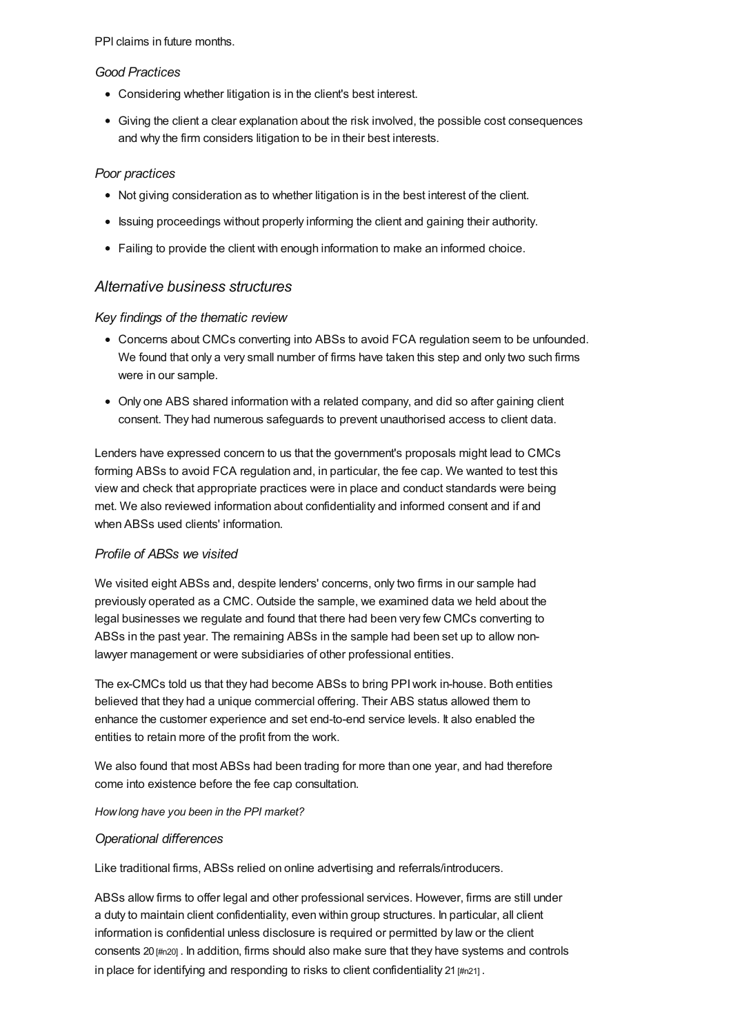PPI claims in future months.

### *Good Practices*

- Considering whether litigation is in the client's best interest.
- Giving the client a clear explanation about the risk involved, the possible cost consequences and why the firm considers litigation to be in their best interests.

### *Poor practices*

- Not giving consideration as to whether litigation is in the best interest of the client.
- Issuing proceedings without properly informing the client and gaining their authority.
- Failing to provide the client with enough information to make an informed choice.

## *Alternative business structures*

### *Key findings of the thematic review*

- Concerns about CMCs converting into ABSs to avoid FCA regulation seem to be unfounded. We found that only a very small number of firms have taken this step and only two such firms were in our sample.
- Only one ABS shared information with a related company, and did so after gaining client consent. They had numerous safeguards to prevent unauthorised access to client data.

Lenders have expressed concern to us that the government's proposals might lead to CMCs forming ABSs to avoid FCA regulation and, in particular, the fee cap. We wanted to test this view and check that appropriate practices were in place and conduct standards were being met. We also reviewed information about confidentiality and informed consent and if and when ABSs used clients' information.

### *Profile of ABSs we visited*

We visited eight ABSs and, despite lenders' concerns, only two firms in our sample had previously operated as a CMC. Outside the sample, we examined data we held about the legal businesses we regulate and found that there had been very few CMCs converting to ABSs in the past year. The remaining ABSs in the sample had been set up to allow non-lawyer management or were subsidiaries of other professional entities.

The ex-CMCs told us that they had become ABSs to bring PPI work in-house. Both entities believed that they had a unique commercial offering. Their ABS status allowed them to enhance the customer experience and set end-to-end service levels. It also enabled the entities to retain more of the profit from the work.

We also found that most ABSs had been trading for more than one year, and had therefore come into existence before the fee cap consultation.

*How long have you been in the PPI market?*

### *Operational differences*

Like traditional firms, ABSs relied on online advertising and referrals/introducers.

ABSs allow firms to offer legal and other professional services. However, firms are still under a duty to maintain client confidentiality, even within group structures. In particular, all client information is confidential unless disclosure is required or permitted by law or the client consents 20 [#n20] . In addition, firms should also make sure that they have systems and controls in place for identifying and responding to risks to client confidentiality 21 [#n21] .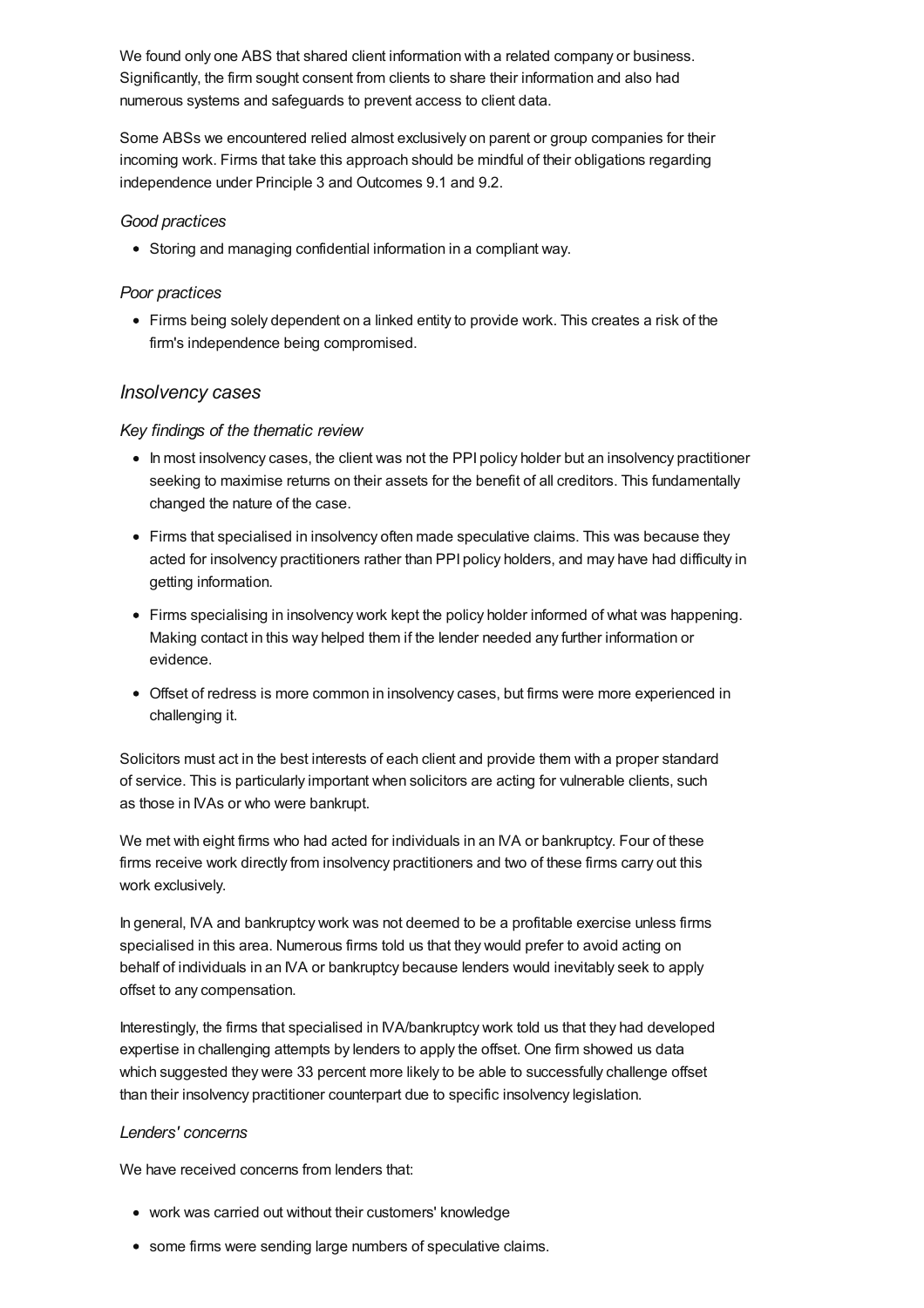We found only one ABS that shared client information with a related company or business. Significantly, the firm sought consent from clients to share their information and also had numerous systems and safeguards to prevent access to client data.

Some ABSs we encountered relied almost exclusively on parent or group companies for their incoming work. Firms that take this approach should be mindful of their obligations regarding independence under Principle 3 and Outcomes 9.1 and 9.2.

*Good practices*

- Storing and managing confidential information in a compliant way.

*Poor practices*

- Firms being solely dependent on a linked entity to provide work. This creates a risk of the firm's independence being compromised.

## *Insolvency cases*

*Key findings of the thematic review*

- In most insolvency cases, the client was not the PPI policy holder but an insolvency practitioner seeking to maximise returns on their assets for the benefit of all creditors. This fundamentally changed the nature of the case.
- Firms that specialised in insolvency often made speculative claims. This was because they acted for insolvency practitioners rather than PPI policy holders, and may have had difficulty in getting information.
- Firms specialising in insolvency work kept the policy holder informed of what was happening. Making contact in this way helped them if the lender needed any further information or evidence.
- Offset of redress is more common in insolvency cases, but firms were more experienced in challenging it.

Solicitors must act in the best interests of each client and provide them with a proper standard of service. This is particularly important when solicitors are acting for vulnerable clients, such as those in IVAs or who were bankrupt.

We met with eight firms who had acted for individuals in an IVA or bankruptcy. Four of these firms receive work directly from insolvency practitioners and two of these firms carry out this work exclusively.

In general, IVA and bankruptcy work was not deemed to be a profitable exercise unless firms specialised in this area. Numerous firms told us that they would prefer to avoid acting on behalf of individuals in an IVA or bankruptcy because lenders would inevitably seek to apply offset to any compensation.

Interestingly, the firms that specialised in IVA/bankruptcy work told us that they had developed expertise in challenging attempts by lenders to apply the offset. One firm showed us data which suggested they were 33 percent more likely to be able to successfully challenge offset than their insolvency practitioner counterpart due to specific insolvency legislation.

*Lenders' concerns*

We have received concerns from lenders that:

- work was carried out without their customers' knowledge
- some firms were sending large numbers of speculative claims.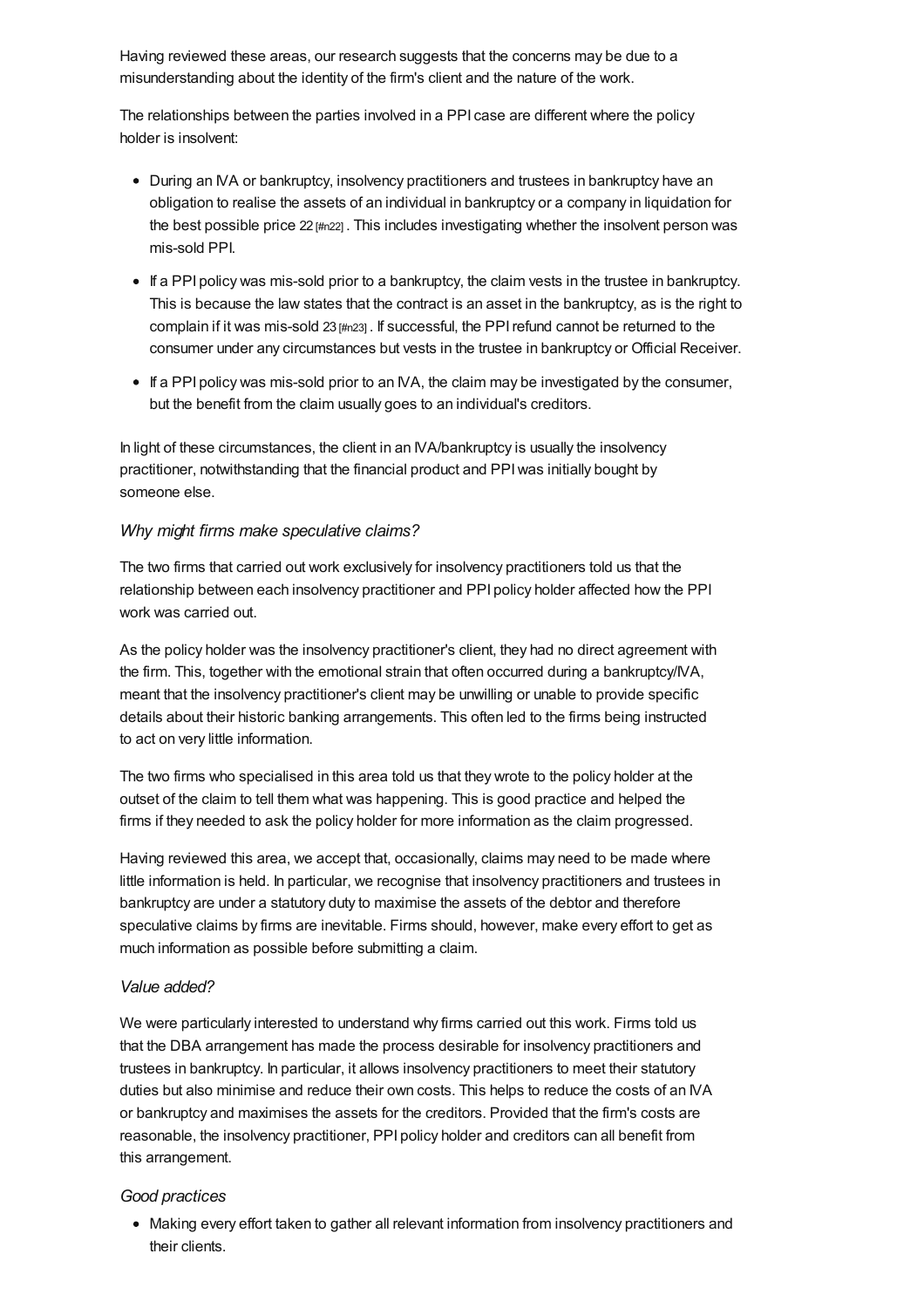Having reviewed these areas, our research suggests that the concerns may be due to a misunderstanding about the identity of the firm's client and the nature of the work.

The relationships between the parties involved in a PPI case are different where the policy holder is insolvent:

- During an IVA or bankruptcy, insolvency practitioners and trustees in bankruptcy have an obligation to realise the assets of an individual in bankruptcy or a company in liquidation for the best possible price 22 [#n22] . This includes investigating whether the insolvent person was mis-sold PPI.
- If a PPI policy was mis-sold prior to a bankruptcy, the claim vests in the trustee in bankruptcy. This is because the law states that the contract is an asset in the bankruptcy, as is the right to complain if it was mis-sold 23 [#n23] . If successful, the PPI refund cannot be returned to the consumer under any circumstances but vests in the trustee in bankruptcy or Official Receiver.
- If a PPI policy was mis-sold prior to an IVA, the claim may be investigated by the consumer, but the benefit from the claim usually goes to an individual's creditors.

In light of these circumstances, the client in an IVA/bankruptcy is usually the insolvency practitioner, notwithstanding that the financial product and PPI was initially bought by someone else.

### *Why might firms make speculative claims?*

The two firms that carried out work exclusively for insolvency practitioners told us that the relationship between each insolvency practitioner and PPI policy holder affected how the PPI work was carried out.

As the policy holder was the insolvency practitioner's client, they had no direct agreement with the firm. This, together with the emotional strain that often occurred during a bankruptcy/IVA, meant that the insolvency practitioner's client may be unwilling or unable to provide specific details about their historic banking arrangements. This often led to the firms being instructed to act on very little information.

The two firms who specialised in this area told us that they wrote to the policy holder at the outset of the claim to tell them what was happening. This is good practice and helped the firms if they needed to ask the policy holder for more information as the claim progressed.

Having reviewed this area, we accept that, occasionally, claims may need to be made where little information is held. In particular, we recognise that insolvency practitioners and trustees in bankruptcy are under a statutory duty to maximise the assets of the debtor and therefore speculative claims by firms are inevitable. Firms should, however, make every effort to get as much information as possible before submitting a claim.

### *Value added?*

We were particularly interested to understand why firms carried out this work. Firms told us that the DBA arrangement has made the process desirable for insolvency practitioners and trustees in bankruptcy. In particular, it allows insolvency practitioners to meet their statutory duties but also minimise and reduce their own costs. This helps to reduce the costs of an IVA or bankruptcy and maximises the assets for the creditors. Provided that the firm's costs are reasonable, the insolvency practitioner, PPI policy holder and creditors can all benefit from this arrangement.

### *Good practices*

- Making every effort taken to gather all relevant information from insolvency practitioners and their clients.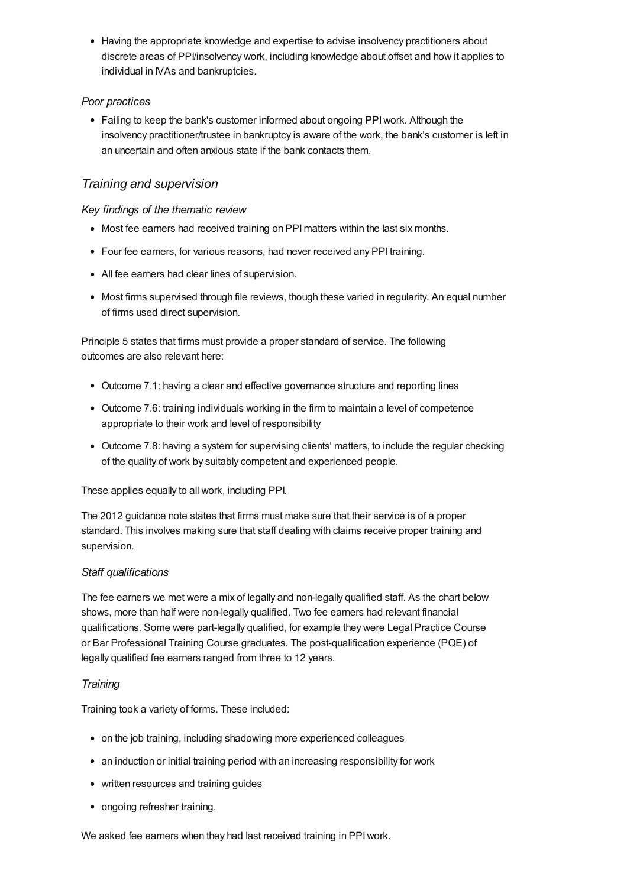- Having the appropriate knowledge and expertise to advise insolvency practitioners about discrete areas of PPI/insolvency work, including knowledge about offset and how it applies to individual in IVAs and bankruptcies.

### *Poor practices*

- Failing to keep the bank's customer informed about ongoing PPI work. Although the insolvency practitioner/trustee in bankruptcy is aware of the work, the bank's customer is left in an uncertain and often anxious state if the bank contacts them.

## *Training and supervision*

### *Key findings of the thematic review*

- Most fee earners had received training on PPI matters within the last six months.
- Four fee earners, for various reasons, had never received any PPI training.
- All fee earners had clear lines of supervision.
- Most firms supervised through file reviews, though these varied in regularity. An equal number of firms used direct supervision.

Principle 5 states that firms must provide a proper standard of service. The following outcomes are also relevant here:

- Outcome 7.1: having a clear and effective governance structure and reporting lines
- Outcome 7.6: training individuals working in the firm to maintain a level of competence appropriate to their work and level of responsibility
- Outcome 7.8: having a system for supervising clients' matters, to include the regular checking of the quality of work by suitably competent and experienced people.

These applies equally to all work, including PPI.

The 2012 guidance note states that firms must make sure that their service is of a proper standard. This involves making sure that staff dealing with claims receive proper training and supervision.

### *Staff qualifications*

The fee earners we met were a mix of legally and non-legally qualified staff. As the chart below shows, more than half were non-legally qualified. Two fee earners had relevant financial qualifications. Some were part-legally qualified, for example they were Legal Practice Course or Bar Professional Training Course graduates. The post-qualification experience (PQE) of legally qualified fee earners ranged from three to 12 years.

### *Training*

Training took a variety of forms. These included:

- on the job training, including shadowing more experienced colleagues
- an induction or initial training period with an increasing responsibility for work
- written resources and training guides
- ongoing refresher training.

We asked fee earners when they had last received training in PPI work.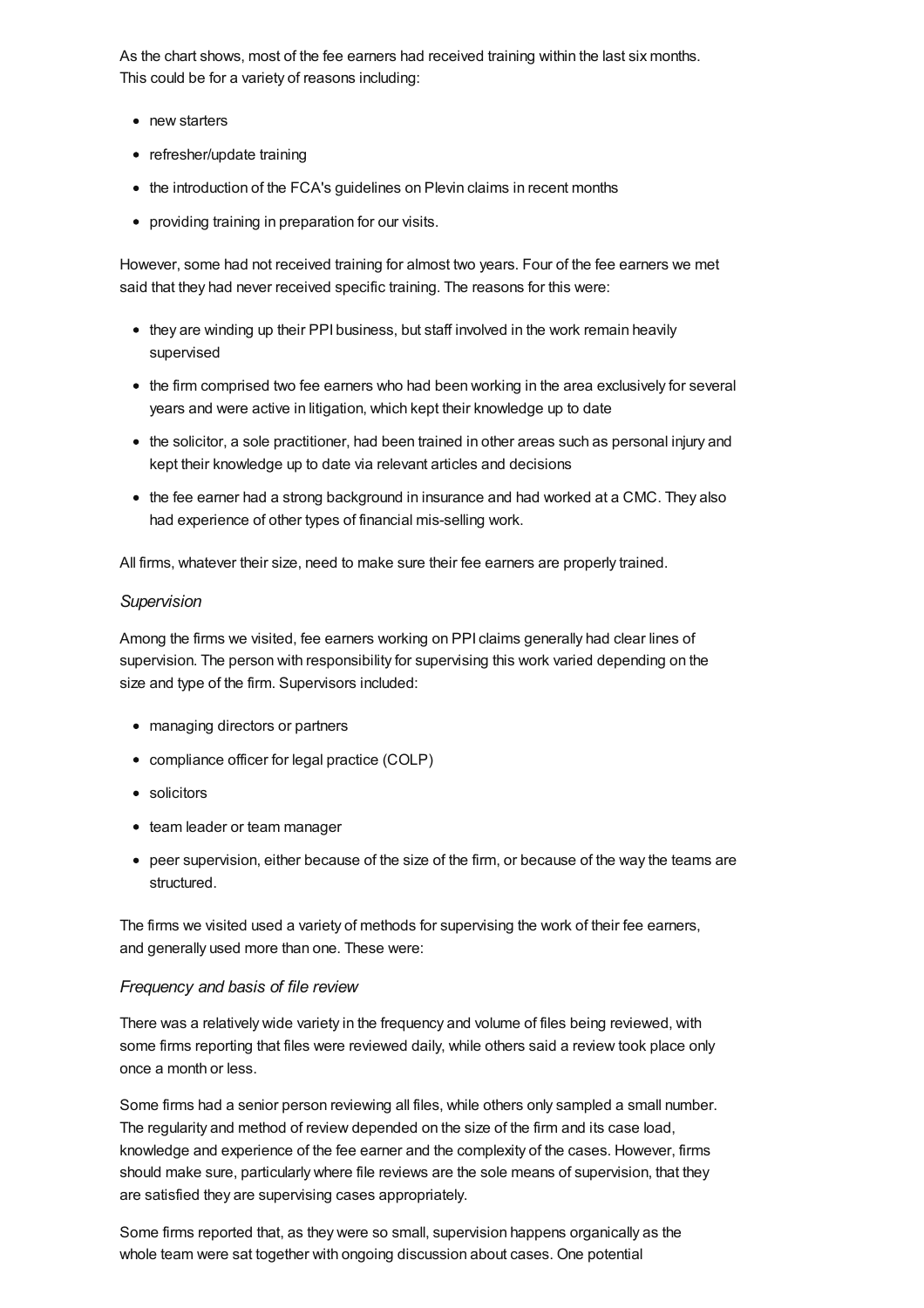As the chart shows, most of the fee earners had received training within the last six months. This could be for a variety of reasons including:

- new starters
- refresher/update training
- the introduction of the FCA's guidelines on Plevin claims in recent months
- providing training in preparation for our visits.

However, some had not received training for almost two years. Four of the fee earners we met said that they had never received specific training. The reasons for this were:

- they are winding up their PPI business, but staff involved in the work remain heavily supervised
- the firm comprised two fee earners who had been working in the area exclusively for several years and were active in litigation, which kept their knowledge up to date
- the solicitor, a sole practitioner, had been trained in other areas such as personal injury and kept their knowledge up to date via relevant articles and decisions
- the fee earner had a strong background in insurance and had worked at a CMC. They also had experience of other types of financial mis-selling work.

All firms, whatever their size, need to make sure their fee earners are properly trained.

*Supervision*

Among the firms we visited, fee earners working on PPI claims generally had clear lines of supervision. The person with responsibility for supervising this work varied depending on the size and type of the firm. Supervisors included:

- managing directors or partners
- compliance officer for legal practice (COLP)
- solicitors
- team leader or team manager
- peer supervision, either because of the size of the firm, or because of the way the teams are structured.

The firms we visited used a variety of methods for supervising the work of their fee earners, and generally used more than one. These were:

*Frequency and basis of file review*

There was a relatively wide variety in the frequency and volume of files being reviewed, with some firms reporting that files were reviewed daily, while others said a review took place only once a month or less.

Some firms had a senior person reviewing all files, while others only sampled a small number. The regularity and method of review depended on the size of the firm and its case load, knowledge and experience of the fee earner and the complexity of the cases. However, firms should make sure, particularly where file reviews are the sole means of supervision, that they are satisfied they are supervising cases appropriately.

Some firms reported that, as they were so small, supervision happens organically as the whole team were sat together with ongoing discussion about cases. One potential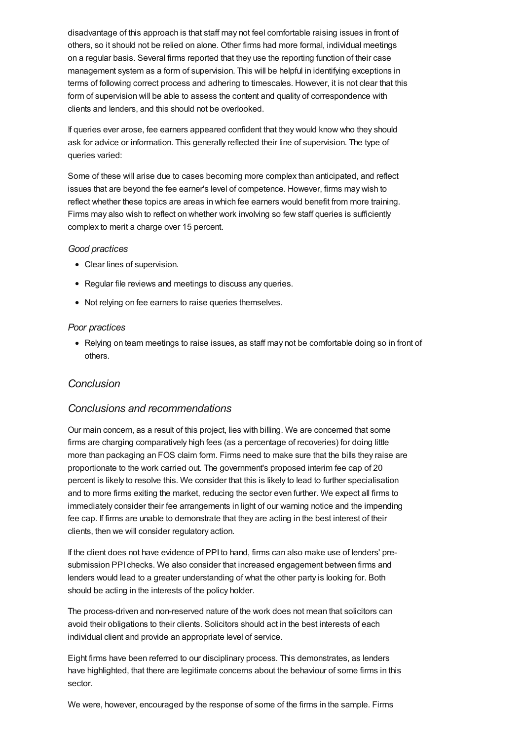disadvantage of this approach is that staff may not feel comfortable raising issues in front of others, so it should not be relied on alone. Other firms had more formal, individual meetings on a regular basis. Several firms reported that they use the reporting function of their case management system as a form of supervision. This will be helpful in identifying exceptions in terms of following correct process and adhering to timescales. However, it is not clear that this form of supervision will be able to assess the content and quality of correspondence with clients and lenders, and this should not be overlooked.

If queries ever arose, fee earners appeared confident that they would know who they should ask for advice or information. This generally reflected their line of supervision. The type of queries varied:

Some of these will arise due to cases becoming more complex than anticipated, and reflect issues that are beyond the fee earner's level of competence. However, firms may wish to reflect whether these topics are areas in which fee earners would benefit from more training. Firms may also wish to reflect on whether work involving so few staff queries is sufficiently complex to merit a charge over 15 percent.

*Good practices*

- Clear lines of supervision.
- Regular file reviews and meetings to discuss any queries.
- Not relying on fee earners to raise queries themselves.

*Poor practices*

- Relying on team meetings to raise issues, as staff may not be comfortable doing so in front of others.

## *Conclusion*

## *Conclusions and recommendations*

Our main concern, as a result of this project, lies with billing. We are concerned that some firms are charging comparatively high fees (as a percentage of recoveries) for doing little more than packaging an FOS claim form. Firms need to make sure that the bills they raise are proportionate to the work carried out. The government's proposed interim fee cap of 20 percent is likely to resolve this. We consider that this is likely to lead to further specialisation and to more firms exiting the market, reducing the sector even further. We expect all firms to immediately consider their fee arrangements in light of our warning notice and the impending fee cap. If firms are unable to demonstrate that they are acting in the best interest of their clients, then we will consider regulatory action.

If the client does not have evidence of PPI to hand, firms can also make use of lenders' pre-submission PPI checks. We also consider that increased engagement between firms and lenders would lead to a greater understanding of what the other party is looking for. Both should be acting in the interests of the policy holder.

The process-driven and non-reserved nature of the work does not mean that solicitors can avoid their obligations to their clients. Solicitors should act in the best interests of each individual client and provide an appropriate level of service.

Eight firms have been referred to our disciplinary process. This demonstrates, as lenders have highlighted, that there are legitimate concerns about the behaviour of some firms in this sector.

We were, however, encouraged by the response of some of the firms in the sample. Firms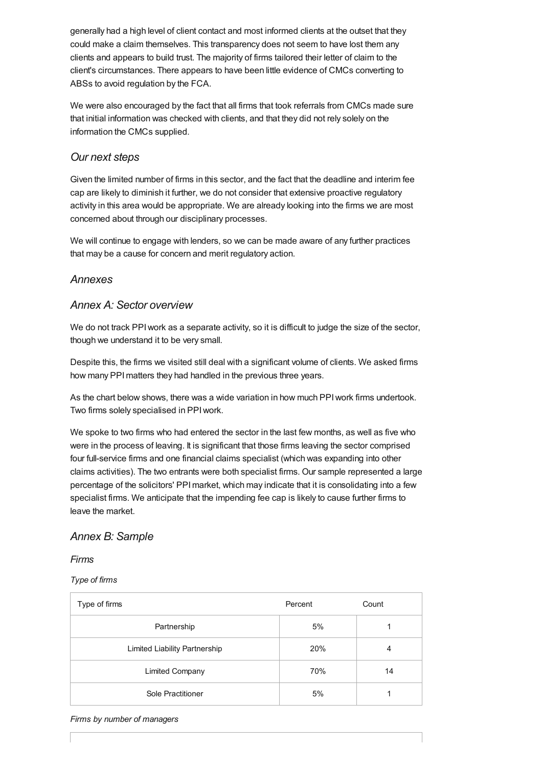generally had a high level of client contact and most informed clients at the outset that they could make a claim themselves. This transparency does not seem to have lost them any clients and appears to build trust. The majority of firms tailored their letter of claim to the client's circumstances. There appears to have been little evidence of CMCs converting to ABSs to avoid regulation by the FCA.

We were also encouraged by the fact that all firms that took referrals from CMCs made sure that initial information was checked with clients, and that they did not rely solely on the information the CMCs supplied.

### *Our next steps*

Given the limited number of firms in this sector, and the fact that the deadline and interim fee cap are likely to diminish it further, we do not consider that extensive proactive regulatory activity in this area would be appropriate. We are already looking into the firms we are most concerned about through our disciplinary processes.

We will continue to engage with lenders, so we can be made aware of any further practices that may be a cause for concern and merit regulatory action.

## *Annexes*

### *Annex A: Sector overview*

We do not track PPI work as a separate activity, so it is difficult to judge the size of the sector, though we understand it to be very small.

Despite this, the firms we visited still deal with a significant volume of clients. We asked firms how many PPI matters they had handled in the previous three years.

As the chart below shows, there was a wide variation in how much PPI work firms undertook. Two firms solely specialised in PPI work.

We spoke to two firms who had entered the sector in the last few months, as well as five who were in the process of leaving. It is significant that those firms leaving the sector comprised four full-service firms and one financial claims specialist (which was expanding into other claims activities). The two entrants were both specialist firms. Our sample represented a large percentage of the solicitors' PPI market, which may indicate that it is consolidating into a few specialist firms. We anticipate that the impending fee cap is likely to cause further firms to leave the market.

### *Annex B: Sample*

#### *Firms*

*Type of firms*

| Type of firms | Percent | Count |
|---|---|---|
| Partnership | 5% | 1 |
| Limited Liability Partnership | 20% | 4 |
| Limited Company | 70% | 14 |
| Sole Practitioner | 5% | 1 |

*Firms by number of managers*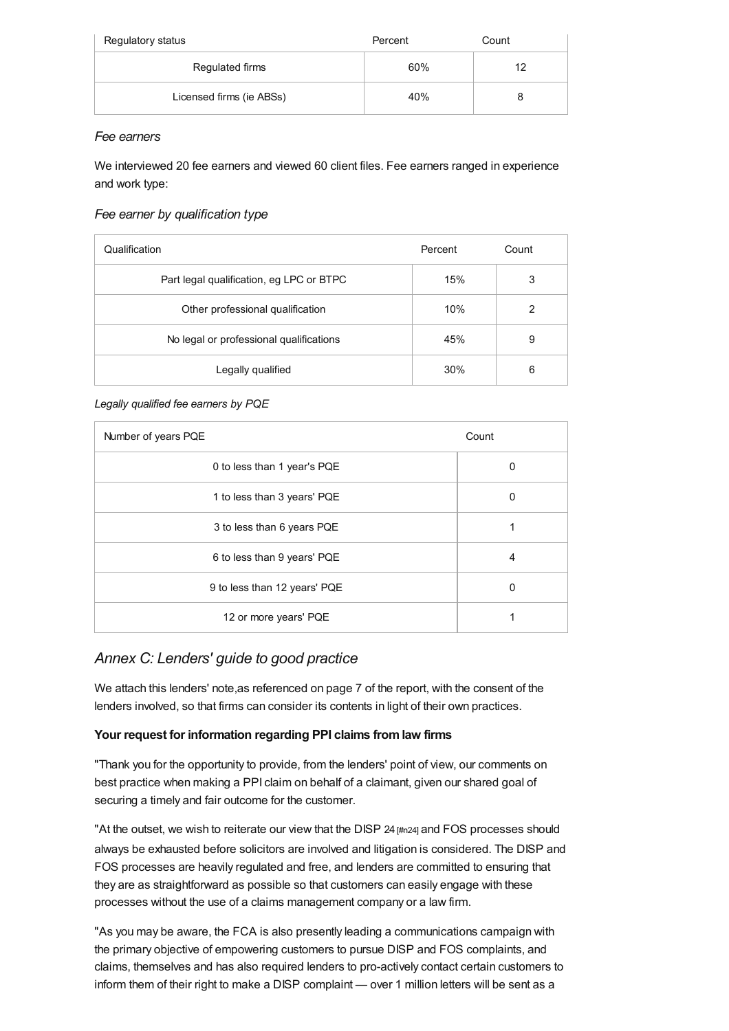| Regulatory status | Percent | Count |
| --- | --- | --- |
| Regulated firms | 60% | 12 |
| Licensed firms (ie ABSs) | 40% | 8 |

*Fee earners*

We interviewed 20 fee earners and viewed 60 client files. Fee earners ranged in experience and work type:

*Fee earner by qualification type*

| Qualification | Percent | Count |
| --- | --- | --- |
| Part legal qualification, eg LPC or BTPC | 15% | 3 |
| Other professional qualification | 10% | 2 |
| No legal or professional qualifications | 45% | 9 |
| Legally qualified | 30% | 6 |

*Legally qualified fee earners by PQE*

| Number of years PQE | Count |
| --- | --- |
| 0 to less than 1 year's PQE | 0 |
| 1 to less than 3 years' PQE | 0 |
| 3 to less than 6 years PQE | 1 |
| 6 to less than 9 years' PQE | 4 |
| 9 to less than 12 years' PQE | 0 |
| 12 or more years' PQE | 1 |

## *Annex C: Lenders' guide to good practice*

We attach this lenders' note,as referenced on page 7 of the report, with the consent of the lenders involved, so that firms can consider its contents in light of their own practices.

**Your request for information regarding PPI claims from law firms**

"Thank you for the opportunity to provide, from the lenders' point of view, our comments on best practice when making a PPI claim on behalf of a claimant, given our shared goal of securing a timely and fair outcome for the customer.

"At the outset, we wish to reiterate our view that the DISP 24 [#n24] and FOS processes should always be exhausted before solicitors are involved and litigation is considered. The DISP and FOS processes are heavily regulated and free, and lenders are committed to ensuring that they are as straightforward as possible so that customers can easily engage with these processes without the use of a claims management company or a law firm.

"As you may be aware, the FCA is also presently leading a communications campaign with the primary objective of empowering customers to pursue DISP and FOS complaints, and claims, themselves and has also required lenders to pro-actively contact certain customers to inform them of their right to make a DISP complaint — over 1 million letters will be sent as a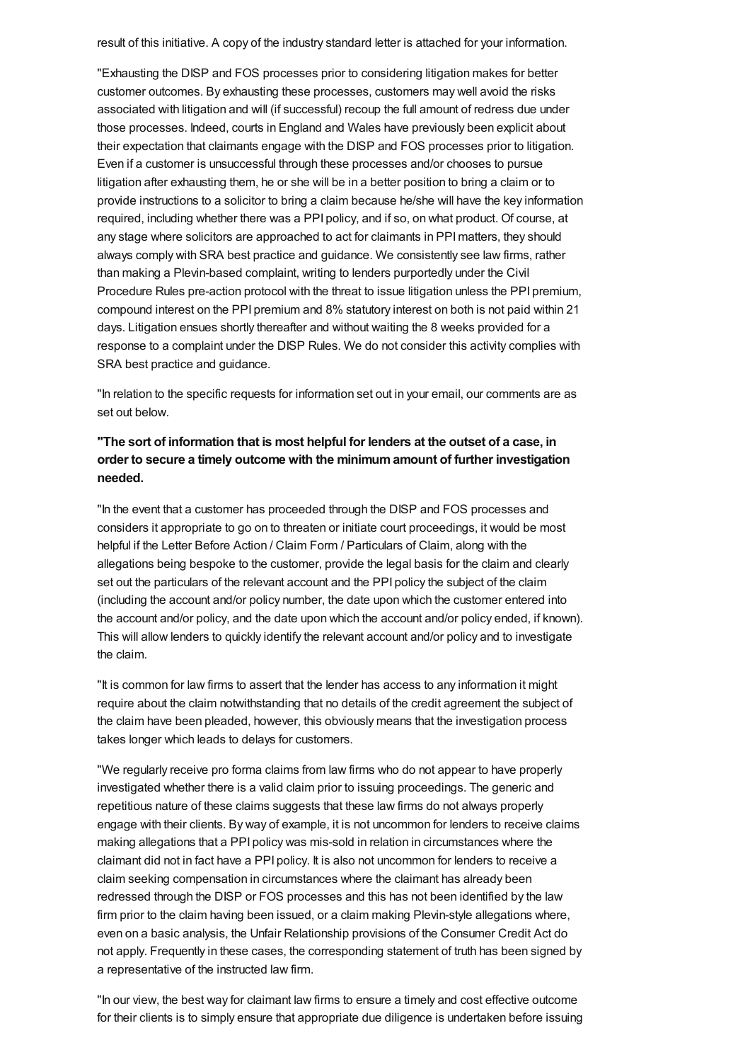result of this initiative. A copy of the industry standard letter is attached for your information.

"Exhausting the DISP and FOS processes prior to considering litigation makes for better customer outcomes. By exhausting these processes, customers may well avoid the risks associated with litigation and will (if successful) recoup the full amount of redress due under those processes. Indeed, courts in England and Wales have previously been explicit about their expectation that claimants engage with the DISP and FOS processes prior to litigation. Even if a customer is unsuccessful through these processes and/or chooses to pursue litigation after exhausting them, he or she will be in a better position to bring a claim or to provide instructions to a solicitor to bring a claim because he/she will have the key information required, including whether there was a PPI policy, and if so, on what product. Of course, at any stage where solicitors are approached to act for claimants in PPI matters, they should always comply with SRA best practice and guidance. We consistently see law firms, rather than making a Plevin-based complaint, writing to lenders purportedly under the Civil Procedure Rules pre-action protocol with the threat to issue litigation unless the PPI premium, compound interest on the PPI premium and 8% statutory interest on both is not paid within 21 days. Litigation ensues shortly thereafter and without waiting the 8 weeks provided for a response to a complaint under the DISP Rules. We do not consider this activity complies with SRA best practice and guidance.

"In relation to the specific requests for information set out in your email, our comments are as set out below.

**"The sort of information that is most helpful for lenders at the outset of a case, in order to secure a timely outcome with the minimum amount of further investigation needed.**

"In the event that a customer has proceeded through the DISP and FOS processes and considers it appropriate to go on to threaten or initiate court proceedings, it would be most helpful if the Letter Before Action / Claim Form / Particulars of Claim, along with the allegations being bespoke to the customer, provide the legal basis for the claim and clearly set out the particulars of the relevant account and the PPI policy the subject of the claim (including the account and/or policy number, the date upon which the customer entered into the account and/or policy, and the date upon which the account and/or policy ended, if known). This will allow lenders to quickly identify the relevant account and/or policy and to investigate the claim.

"It is common for law firms to assert that the lender has access to any information it might require about the claim notwithstanding that no details of the credit agreement the subject of the claim have been pleaded, however, this obviously means that the investigation process takes longer which leads to delays for customers.

"We regularly receive pro forma claims from law firms who do not appear to have properly investigated whether there is a valid claim prior to issuing proceedings. The generic and repetitious nature of these claims suggests that these law firms do not always properly engage with their clients. By way of example, it is not uncommon for lenders to receive claims making allegations that a PPI policy was mis-sold in relation in circumstances where the claimant did not in fact have a PPI policy. It is also not uncommon for lenders to receive a claim seeking compensation in circumstances where the claimant has already been redressed through the DISP or FOS processes and this has not been identified by the law firm prior to the claim having been issued, or a claim making Plevin-style allegations where, even on a basic analysis, the Unfair Relationship provisions of the Consumer Credit Act do not apply. Frequently in these cases, the corresponding statement of truth has been signed by a representative of the instructed law firm.

"In our view, the best way for claimant law firms to ensure a timely and cost effective outcome for their clients is to simply ensure that appropriate due diligence is undertaken before issuing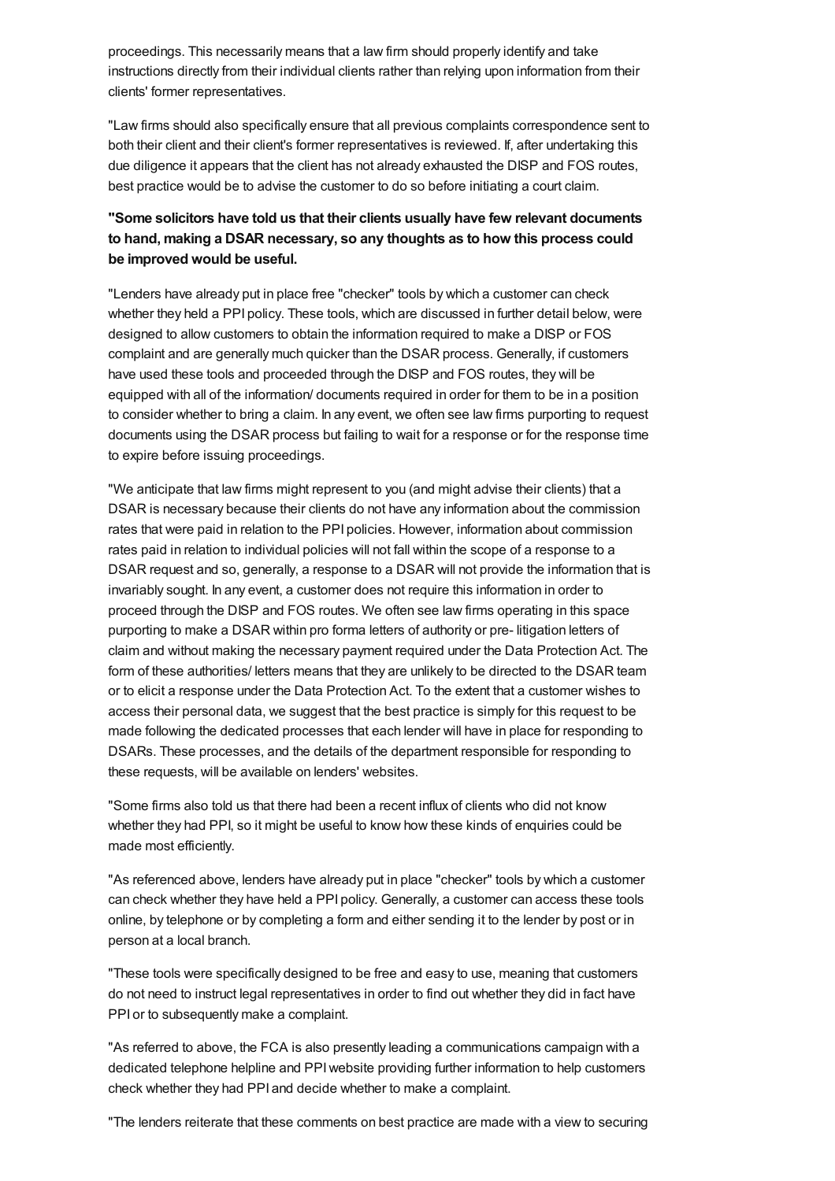proceedings. This necessarily means that a law firm should properly identify and take instructions directly from their individual clients rather than relying upon information from their clients' former representatives.

"Law firms should also specifically ensure that all previous complaints correspondence sent to both their client and their client's former representatives is reviewed. If, after undertaking this due diligence it appears that the client has not already exhausted the DISP and FOS routes, best practice would be to advise the customer to do so before initiating a court claim.

**"Some solicitors have told us that their clients usually have few relevant documents to hand, making a DSAR necessary, so any thoughts as to how this process could be improved would be useful.**

"Lenders have already put in place free "checker" tools by which a customer can check whether they held a PPI policy. These tools, which are discussed in further detail below, were designed to allow customers to obtain the information required to make a DISP or FOS complaint and are generally much quicker than the DSAR process. Generally, if customers have used these tools and proceeded through the DISP and FOS routes, they will be equipped with all of the information/ documents required in order for them to be in a position to consider whether to bring a claim. In any event, we often see law firms purporting to request documents using the DSAR process but failing to wait for a response or for the response time to expire before issuing proceedings.

"We anticipate that law firms might represent to you (and might advise their clients) that a DSAR is necessary because their clients do not have any information about the commission rates that were paid in relation to the PPI policies. However, information about commission rates paid in relation to individual policies will not fall within the scope of a response to a DSAR request and so, generally, a response to a DSAR will not provide the information that is invariably sought. In any event, a customer does not require this information in order to proceed through the DISP and FOS routes. We often see law firms operating in this space purporting to make a DSAR within pro forma letters of authority or pre- litigation letters of claim and without making the necessary payment required under the Data Protection Act. The form of these authorities/ letters means that they are unlikely to be directed to the DSAR team or to elicit a response under the Data Protection Act. To the extent that a customer wishes to access their personal data, we suggest that the best practice is simply for this request to be made following the dedicated processes that each lender will have in place for responding to DSARs. These processes, and the details of the department responsible for responding to these requests, will be available on lenders' websites.

"Some firms also told us that there had been a recent influx of clients who did not know whether they had PPI, so it might be useful to know how these kinds of enquiries could be made most efficiently.

"As referenced above, lenders have already put in place "checker" tools by which a customer can check whether they have held a PPI policy. Generally, a customer can access these tools online, by telephone or by completing a form and either sending it to the lender by post or in person at a local branch.

"These tools were specifically designed to be free and easy to use, meaning that customers do not need to instruct legal representatives in order to find out whether they did in fact have PPI or to subsequently make a complaint.

"As referred to above, the FCA is also presently leading a communications campaign with a dedicated telephone helpline and PPI website providing further information to help customers check whether they had PPI and decide whether to make a complaint.

"The lenders reiterate that these comments on best practice are made with a view to securing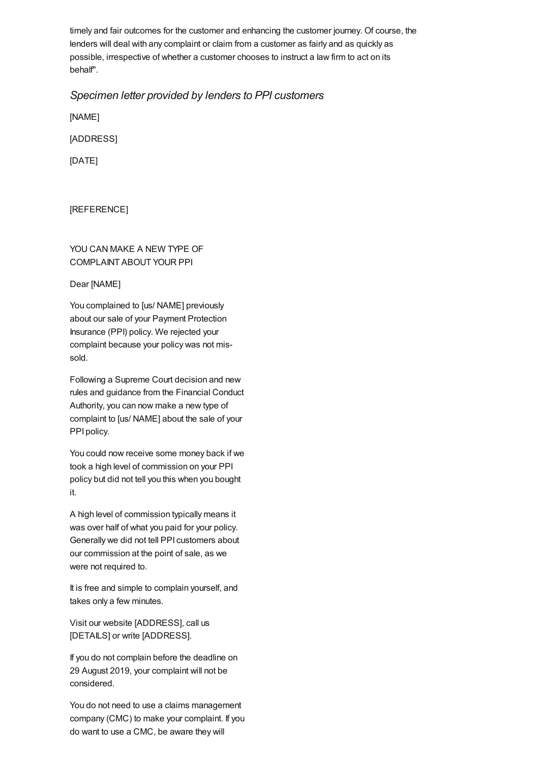timely and fair outcomes for the customer and enhancing the customer journey. Of course, the lenders will deal with any complaint or claim from a customer as fairly and as quickly as possible, irrespective of whether a customer chooses to instruct a law firm to act on its behalf".

### *Specimen letter provided by lenders to PPI customers*

[NAME]

[ADDRESS]

[DATE]

[REFERENCE]

YOU CAN MAKE A NEW TYPE OF COMPLAINT ABOUT YOUR PPI

Dear [NAME]

You complained to [us/ NAME] previously about our sale of your Payment Protection Insurance (PPI) policy. We rejected your complaint because your policy was not mis-sold.

Following a Supreme Court decision and new rules and guidance from the Financial Conduct Authority, you can now make a new type of complaint to [us/ NAME] about the sale of your PPI policy.

You could now receive some money back if we took a high level of commission on your PPI policy but did not tell you this when you bought it.

A high level of commission typically means it was over half of what you paid for your policy. Generally we did not tell PPI customers about our commission at the point of sale, as we were not required to.

It is free and simple to complain yourself, and takes only a few minutes.

Visit our website [ADDRESS], call us [DETAILS] or write [ADDRESS].

If you do not complain before the deadline on 29 August 2019, your complaint will not be considered.

You do not need to use a claims management company (CMC) to make your complaint. If you do want to use a CMC, be aware they will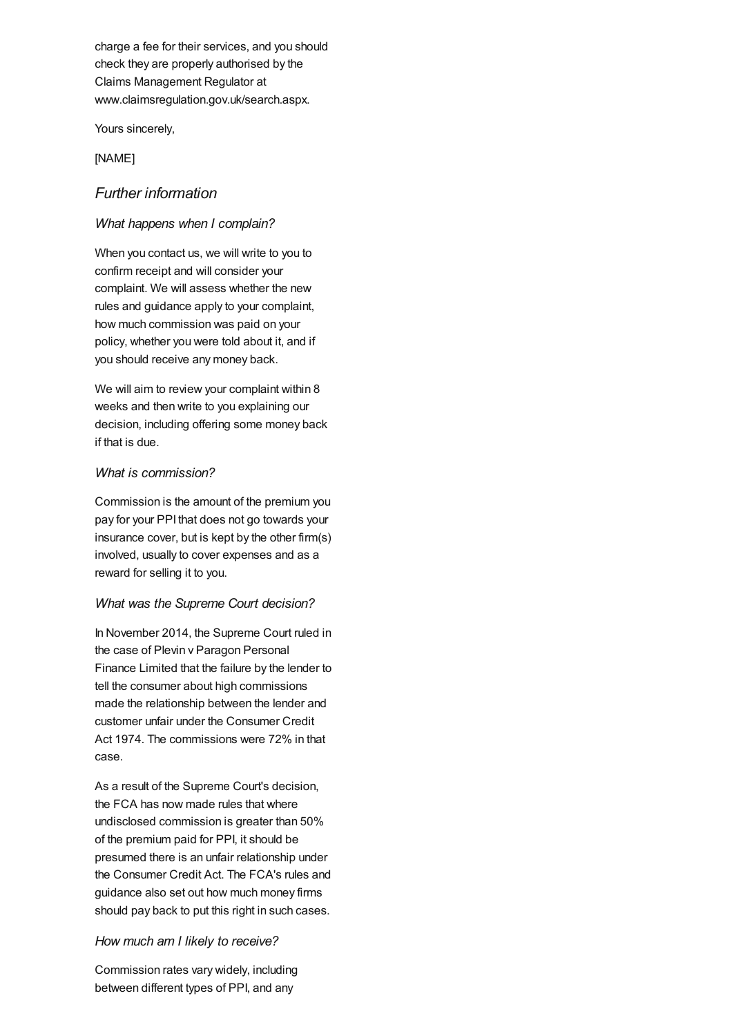charge a fee for their services, and you should check they are properly authorised by the Claims Management Regulator at www.claimsregulation.gov.uk/search.aspx.

Yours sincerely,

[NAME]

## *Further information*

### *What happens when I complain?*

When you contact us, we will write to you to confirm receipt and will consider your complaint. We will assess whether the new rules and guidance apply to your complaint, how much commission was paid on your policy, whether you were told about it, and if you should receive any money back.

We will aim to review your complaint within 8 weeks and then write to you explaining our decision, including offering some money back if that is due.

### *What is commission?*

Commission is the amount of the premium you pay for your PPI that does not go towards your insurance cover, but is kept by the other firm(s) involved, usually to cover expenses and as a reward for selling it to you.

### *What was the Supreme Court decision?*

In November 2014, the Supreme Court ruled in the case of Plevin v Paragon Personal Finance Limited that the failure by the lender to tell the consumer about high commissions made the relationship between the lender and customer unfair under the Consumer Credit Act 1974. The commissions were 72% in that case.

As a result of the Supreme Court's decision, the FCA has now made rules that where undisclosed commission is greater than 50% of the premium paid for PPI, it should be presumed there is an unfair relationship under the Consumer Credit Act. The FCA's rules and guidance also set out how much money firms should pay back to put this right in such cases.

### *How much am I likely to receive?*

Commission rates vary widely, including between different types of PPI, and any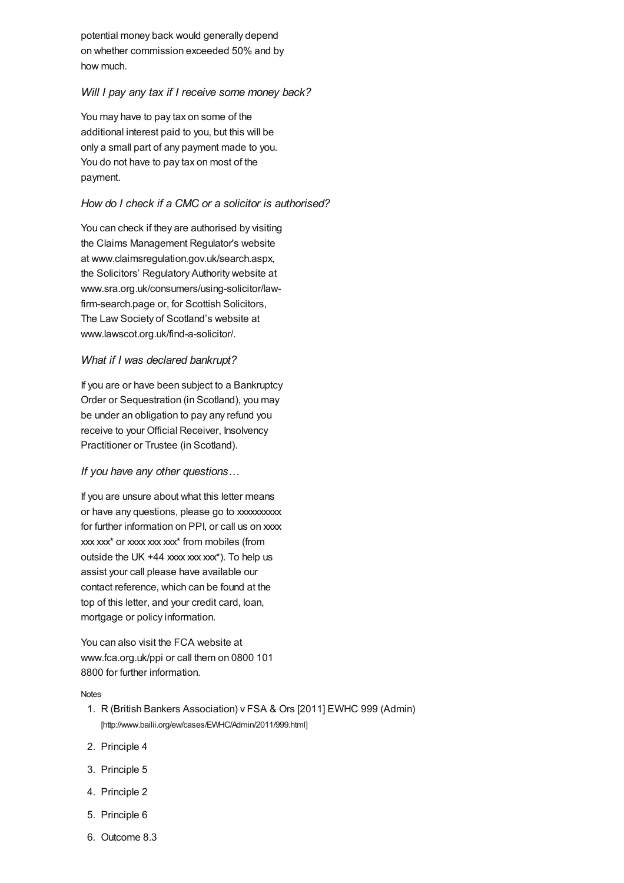potential money back would generally depend on whether commission exceeded 50% and by how much.

*Will I pay any tax if I receive some money back?*

You may have to pay tax on some of the additional interest paid to you, but this will be only a small part of any payment made to you. You do not have to pay tax on most of the payment.

*How do I check if a CMC or a solicitor is authorised?*

You can check if they are authorised by visiting the Claims Management Regulator's website at www.claimsregulation.gov.uk/search.aspx, the Solicitors' Regulatory Authority website at www.sra.org.uk/consumers/using-solicitor/law-firm-search.page or, for Scottish Solicitors, The Law Society of Scotland's website at www.lawscot.org.uk/find-a-solicitor/.

*What if I was declared bankrupt?*

If you are or have been subject to a Bankruptcy Order or Sequestration (in Scotland), you may be under an obligation to pay any refund you receive to your Official Receiver, Insolvency Practitioner or Trustee (in Scotland).

*If you have any other questions…*

If you are unsure about what this letter means or have any questions, please go to xxxxxxxxxx for further information on PPI, or call us on xxxx xxx xxx* or xxxx xxx xxx* from mobiles (from outside the UK +44 xxxx xxx xxx*). To help us assist your call please have available our contact reference, which can be found at the top of this letter, and your credit card, loan, mortgage or policy information.

You can also visit the FCA website at www.fca.org.uk/ppi or call them on 0800 101 8800 for further information.

Notes

1. R (British Bankers Association) v FSA & Ors [2011] EWHC 999 (Admin) [http://www.bailii.org/ew/cases/EWHC/Admin/2011/999.html]
2. Principle 4
3. Principle 5
4. Principle 2
5. Principle 6
6. Outcome 8.3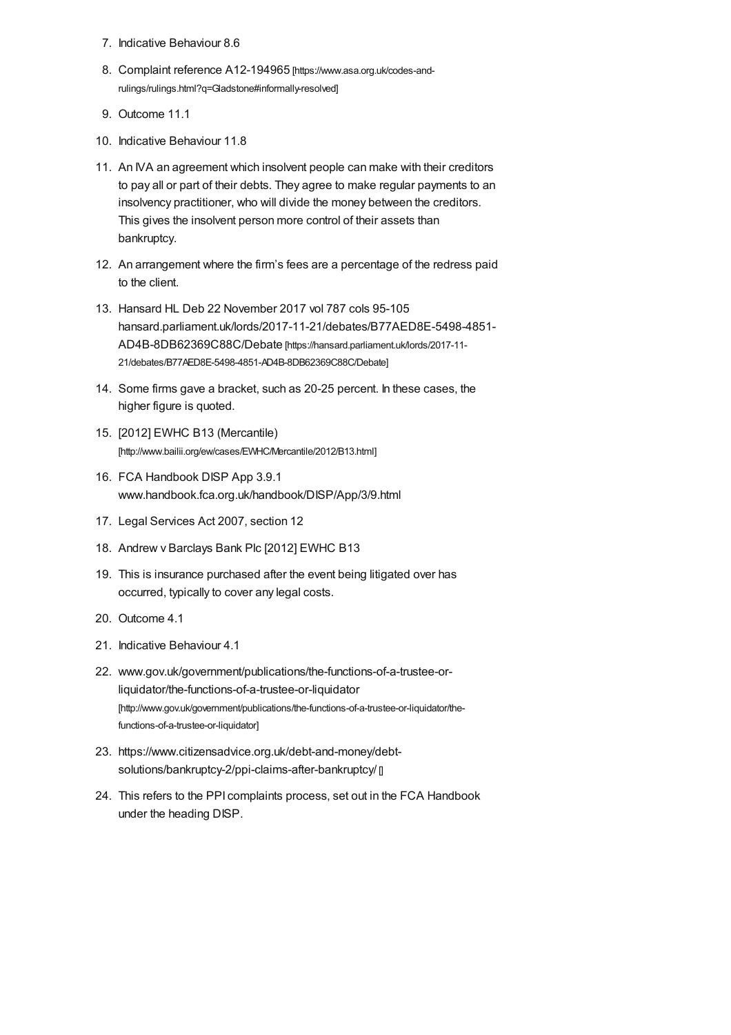7. Indicative Behaviour 8.6
8. Complaint reference A12-194965 [https://www.asa.org.uk/codes-and-rulings/rulings.html?q=Gladstone#informally-resolved]
9. Outcome 11.1
10. Indicative Behaviour 11.8
11. An IVA an agreement which insolvent people can make with their creditors to pay all or part of their debts. They agree to make regular payments to an insolvency practitioner, who will divide the money between the creditors. This gives the insolvent person more control of their assets than bankruptcy.
12. An arrangement where the firm's fees are a percentage of the redress paid to the client.
13. Hansard HL Deb 22 November 2017 vol 787 cols 95-105 hansard.parliament.uk/lords/2017-11-21/debates/B77AED8E-5498-4851-AD4B-8DB62369C88C/Debate [https://hansard.parliament.uk/lords/2017-11-21/debates/B77AED8E-5498-4851-AD4B-8DB62369C88C/Debate]
14. Some firms gave a bracket, such as 20-25 percent. In these cases, the higher figure is quoted.
15. [2012] EWHC B13 (Mercantile) [http://www.bailii.org/ew/cases/EWHC/Mercantile/2012/B13.html]
16. FCA Handbook DISP App 3.9.1 www.handbook.fca.org.uk/handbook/DISP/App/3/9.html
17. Legal Services Act 2007, section 12
18. Andrew v Barclays Bank Plc [2012] EWHC B13
19. This is insurance purchased after the event being litigated over has occurred, typically to cover any legal costs.
20. Outcome 4.1
21. Indicative Behaviour 4.1
22. www.gov.uk/government/publications/the-functions-of-a-trustee-or-liquidator/the-functions-of-a-trustee-or-liquidator [http://www.gov.uk/government/publications/the-functions-of-a-trustee-or-liquidator/the-functions-of-a-trustee-or-liquidator]
23. https://www.citizensadvice.org.uk/debt-and-money/debt-solutions/bankruptcy-2/ppi-claims-after-bankruptcy/ []
24. This refers to the PPI complaints process, set out in the FCA Handbook under the heading DISP.